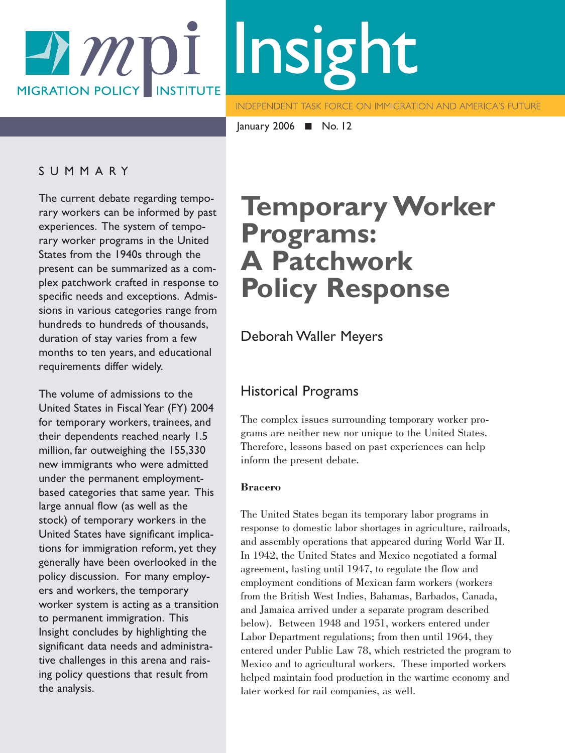# Insight

INDEPENDENT TASK FORCE ON IMMIGRATION AND AMERICA'S FUTURE

January 2006 ■ No. 12

# Temporary Worker Programs: A Patchwork Policy Response

Deborah Waller Meyers

## SUMMARY

The current debate regarding temporary workers can be informed by past experiences. The system of temporary worker programs in the United States from the 1940s through the present can be summarized as a complex patchwork crafted in response to specific needs and exceptions. Admissions in various categories range from hundreds to hundreds of thousands, duration of stay varies from a few months to ten years, and educational requirements differ widely.

The volume of admissions to the United States in Fiscal Year (FY) 2004 for temporary workers, trainees, and their dependents reached nearly 1.5 million, far outweighing the 155,330 new immigrants who were admitted under the permanent employment-based categories that same year. This large annual flow (as well as the stock) of temporary workers in the United States have significant implications for immigration reform, yet they generally have been overlooked in the policy discussion. For many employers and workers, the temporary worker system is acting as a transition to permanent immigration. This Insight concludes by highlighting the significant data needs and administrative challenges in this arena and raising policy questions that result from the analysis.

## Historical Programs

The complex issues surrounding temporary worker programs are neither new nor unique to the United States. Therefore, lessons based on past experiences can help inform the present debate.

### Bracero

The United States began its temporary labor programs in response to domestic labor shortages in agriculture, railroads, and assembly operations that appeared during World War II. In 1942, the United States and Mexico negotiated a formal agreement, lasting until 1947, to regulate the flow and employment conditions of Mexican farm workers (workers from the British West Indies, Bahamas, Barbados, Canada, and Jamaica arrived under a separate program described below). Between 1948 and 1951, workers entered under Labor Department regulations; from then until 1964, they entered under Public Law 78, which restricted the program to Mexico and to agricultural workers. These imported workers helped maintain food production in the wartime economy and later worked for rail companies, as well.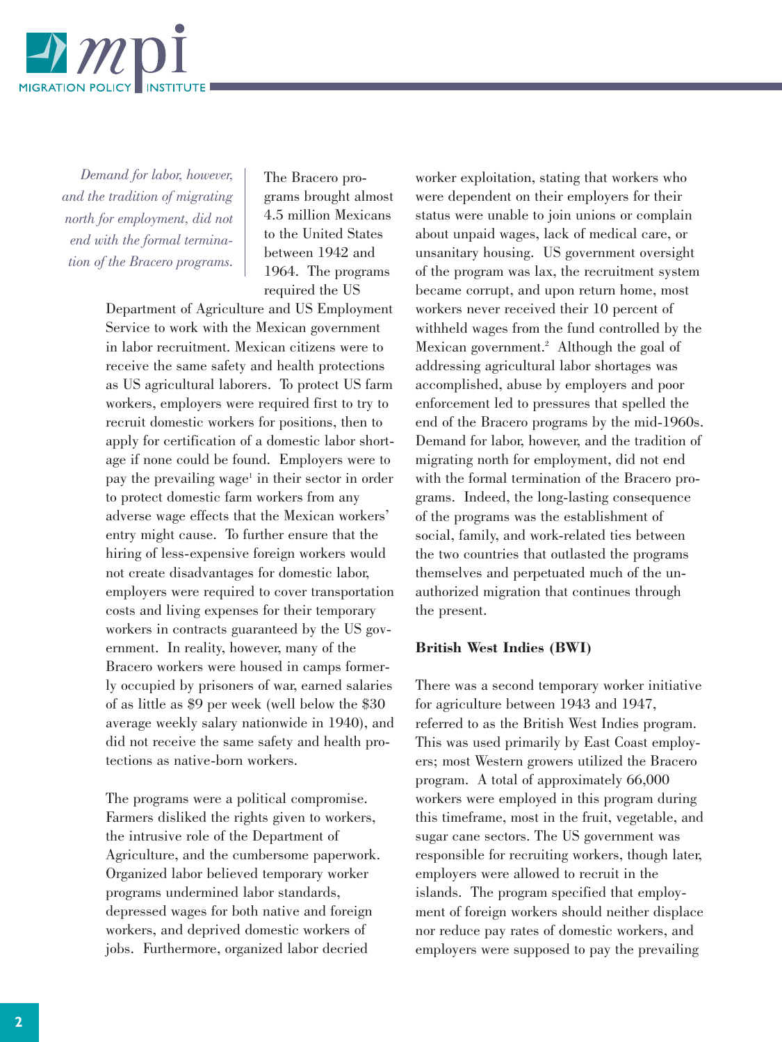*Demand for labor, however, and the tradition of migrating north for employment, did not end with the formal termination of the Bracero programs.*

The Bracero programs brought almost 4.5 million Mexicans to the United States between 1942 and 1964. The programs required the US Department of Agriculture and US Employment Service to work with the Mexican government in labor recruitment. Mexican citizens were to receive the same safety and health protections as US agricultural laborers. To protect US farm workers, employers were required first to try to recruit domestic workers for positions, then to apply for certification of a domestic labor shortage if none could be found. Employers were to pay the prevailing wage[1] in their sector in order to protect domestic farm workers from any adverse wage effects that the Mexican workers' entry might cause. To further ensure that the hiring of less-expensive foreign workers would not create disadvantages for domestic labor, employers were required to cover transportation costs and living expenses for their temporary workers in contracts guaranteed by the US government. In reality, however, many of the Bracero workers were housed in camps formerly occupied by prisoners of war, earned salaries of as little as $9 per week (well below the $30 average weekly salary nationwide in 1940), and did not receive the same safety and health protections as native-born workers.

The programs were a political compromise. Farmers disliked the rights given to workers, the intrusive role of the Department of Agriculture, and the cumbersome paperwork. Organized labor believed temporary worker programs undermined labor standards, depressed wages for both native and foreign workers, and deprived domestic workers of jobs. Furthermore, organized labor decried worker exploitation, stating that workers who were dependent on their employers for their status were unable to join unions or complain about unpaid wages, lack of medical care, or unsanitary housing. US government oversight of the program was lax, the recruitment system became corrupt, and upon return home, most workers never received their 10 percent of withheld wages from the fund controlled by the Mexican government.[2] Although the goal of addressing agricultural labor shortages was accomplished, abuse by employers and poor enforcement led to pressures that spelled the end of the Bracero programs by the mid-1960s. Demand for labor, however, and the tradition of migrating north for employment, did not end with the formal termination of the Bracero programs. Indeed, the long-lasting consequence of the programs was the establishment of social, family, and work-related ties between the two countries that outlasted the programs themselves and perpetuated much of the unauthorized migration that continues through the present.

**British West Indies (BWI)**

There was a second temporary worker initiative for agriculture between 1943 and 1947, referred to as the British West Indies program. This was used primarily by East Coast employers; most Western growers utilized the Bracero program. A total of approximately 66,000 workers were employed in this program during this timeframe, most in the fruit, vegetable, and sugar cane sectors. The US government was responsible for recruiting workers, though later, employers were allowed to recruit in the islands. The program specified that employment of foreign workers should neither displace nor reduce pay rates of domestic workers, and employers were supposed to pay the prevailing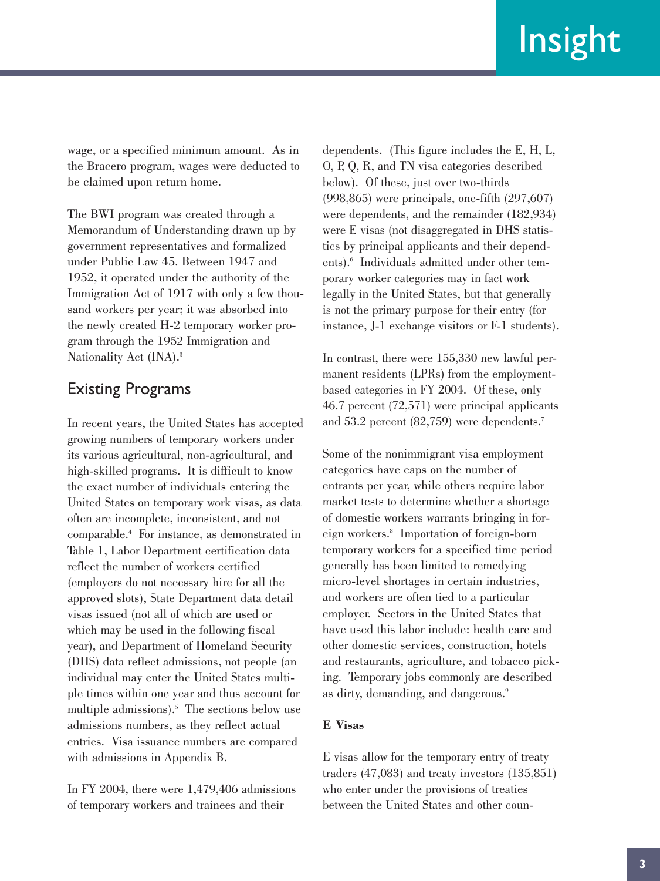wage, or a specified minimum amount. As in the Bracero program, wages were deducted to be claimed upon return home.

The BWI program was created through a Memorandum of Understanding drawn up by government representatives and formalized under Public Law 45. Between 1947 and 1952, it operated under the authority of the Immigration Act of 1917 with only a few thousand workers per year; it was absorbed into the newly created H-2 temporary worker program through the 1952 Immigration and Nationality Act (INA).[3]

## Existing Programs

In recent years, the United States has accepted growing numbers of temporary workers under its various agricultural, non-agricultural, and high-skilled programs. It is difficult to know the exact number of individuals entering the United States on temporary work visas, as data often are incomplete, inconsistent, and not comparable.[4] For instance, as demonstrated in Table 1, Labor Department certification data reflect the number of workers certified (employers do not necessary hire for all the approved slots), State Department data detail visas issued (not all of which are used or which may be used in the following fiscal year), and Department of Homeland Security (DHS) data reflect admissions, not people (an individual may enter the United States multiple times within one year and thus account for multiple admissions).[5] The sections below use admissions numbers, as they reflect actual entries. Visa issuance numbers are compared with admissions in Appendix B.

In FY 2004, there were 1,479,406 admissions of temporary workers and trainees and their dependents. (This figure includes the E, H, L, O, P, Q, R, and TN visa categories described below). Of these, just over two-thirds (998,865) were principals, one-fifth (297,607) were dependents, and the remainder (182,934) were E visas (not disaggregated in DHS statistics by principal applicants and their dependents).[6] Individuals admitted under other temporary worker categories may in fact work legally in the United States, but that generally is not the primary purpose for their entry (for instance, J-1 exchange visitors or F-1 students).

In contrast, there were 155,330 new lawful permanent residents (LPRs) from the employment-based categories in FY 2004. Of these, only 46.7 percent (72,571) were principal applicants and 53.2 percent (82,759) were dependents.[7]

Some of the nonimmigrant visa employment categories have caps on the number of entrants per year, while others require labor market tests to determine whether a shortage of domestic workers warrants bringing in foreign workers.[8] Importation of foreign-born temporary workers for a specified time period generally has been limited to remedying micro-level shortages in certain industries, and workers are often tied to a particular employer. Sectors in the United States that have used this labor include: health care and other domestic services, construction, hotels and restaurants, agriculture, and tobacco picking. Temporary jobs commonly are described as dirty, demanding, and dangerous.[9]

**E Visas**

E visas allow for the temporary entry of treaty traders (47,083) and treaty investors (135,851) who enter under the provisions of treaties between the United States and other coun-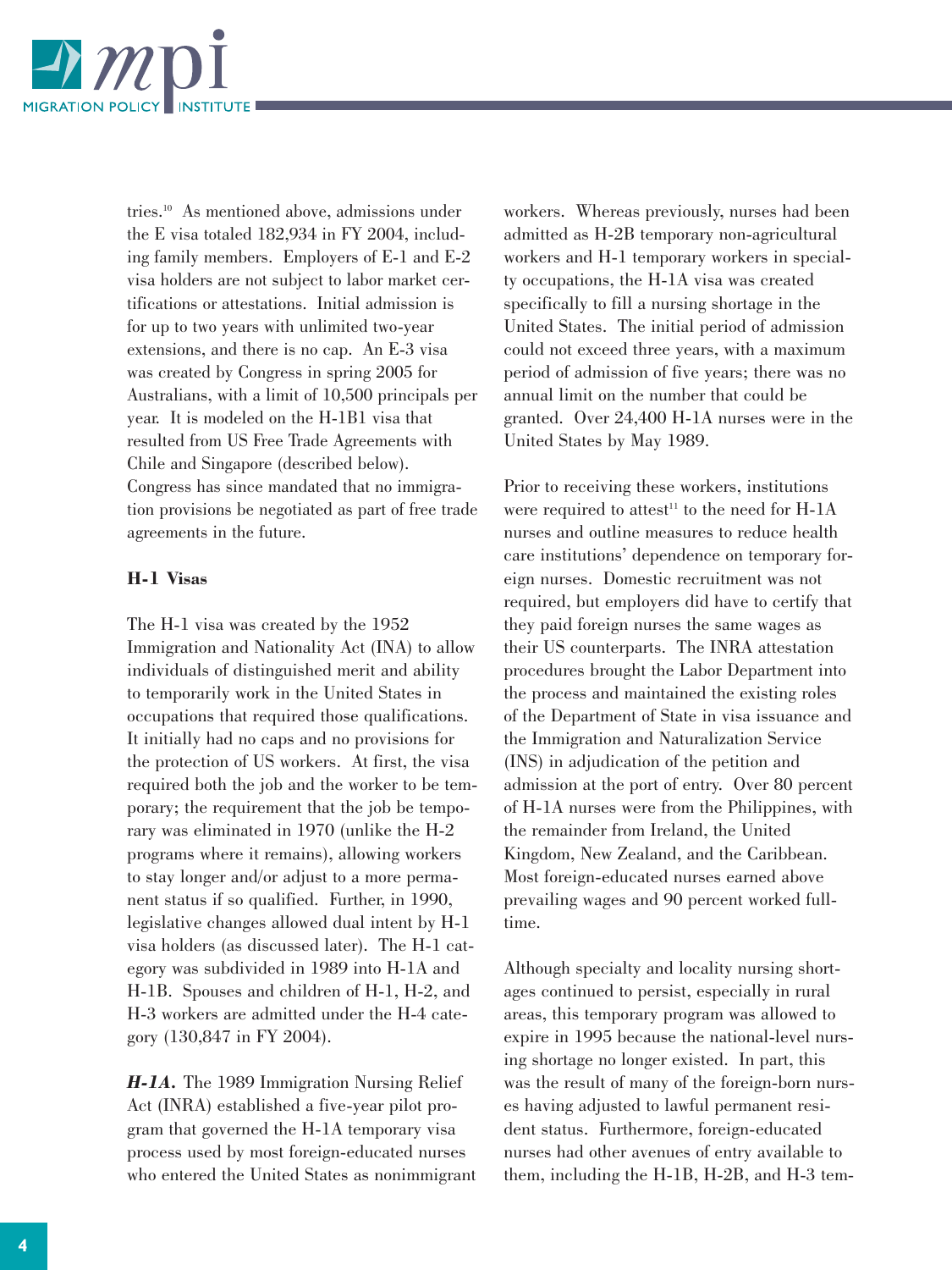tries.[10] As mentioned above, admissions under the E visa totaled 182,934 in FY 2004, including family members. Employers of E-1 and E-2 visa holders are not subject to labor market certifications or attestations. Initial admission is for up to two years with unlimited two-year extensions, and there is no cap. An E-3 visa was created by Congress in spring 2005 for Australians, with a limit of 10,500 principals per year. It is modeled on the H-1B1 visa that resulted from US Free Trade Agreements with Chile and Singapore (described below). Congress has since mandated that no immigration provisions be negotiated as part of free trade agreements in the future.

**H-1 Visas**

The H-1 visa was created by the 1952 Immigration and Nationality Act (INA) to allow individuals of distinguished merit and ability to temporarily work in the United States in occupations that required those qualifications. It initially had no caps and no provisions for the protection of US workers. At first, the visa required both the job and the worker to be temporary; the requirement that the job be temporary was eliminated in 1970 (unlike the H-2 programs where it remains), allowing workers to stay longer and/or adjust to a more permanent status if so qualified. Further, in 1990, legislative changes allowed dual intent by H-1 visa holders (as discussed later). The H-1 category was subdivided in 1989 into H-1A and H-1B. Spouses and children of H-1, H-2, and H-3 workers are admitted under the H-4 category (130,847 in FY 2004).

***H-1A.*** The 1989 Immigration Nursing Relief Act (INRA) established a five-year pilot program that governed the H-1A temporary visa process used by most foreign-educated nurses who entered the United States as nonimmigrant workers. Whereas previously, nurses had been admitted as H-2B temporary non-agricultural workers and H-1 temporary workers in specialty occupations, the H-1A visa was created specifically to fill a nursing shortage in the United States. The initial period of admission could not exceed three years, with a maximum period of admission of five years; there was no annual limit on the number that could be granted. Over 24,400 H-1A nurses were in the United States by May 1989.

Prior to receiving these workers, institutions were required to attest[11] to the need for H-1A nurses and outline measures to reduce health care institutions' dependence on temporary foreign nurses. Domestic recruitment was not required, but employers did have to certify that they paid foreign nurses the same wages as their US counterparts. The INRA attestation procedures brought the Labor Department into the process and maintained the existing roles of the Department of State in visa issuance and the Immigration and Naturalization Service (INS) in adjudication of the petition and admission at the port of entry. Over 80 percent of H-1A nurses were from the Philippines, with the remainder from Ireland, the United Kingdom, New Zealand, and the Caribbean. Most foreign-educated nurses earned above prevailing wages and 90 percent worked full-time.

Although specialty and locality nursing shortages continued to persist, especially in rural areas, this temporary program was allowed to expire in 1995 because the national-level nursing shortage no longer existed. In part, this was the result of many of the foreign-born nurses having adjusted to lawful permanent resident status. Furthermore, foreign-educated nurses had other avenues of entry available to them, including the H-1B, H-2B, and H-3 tem-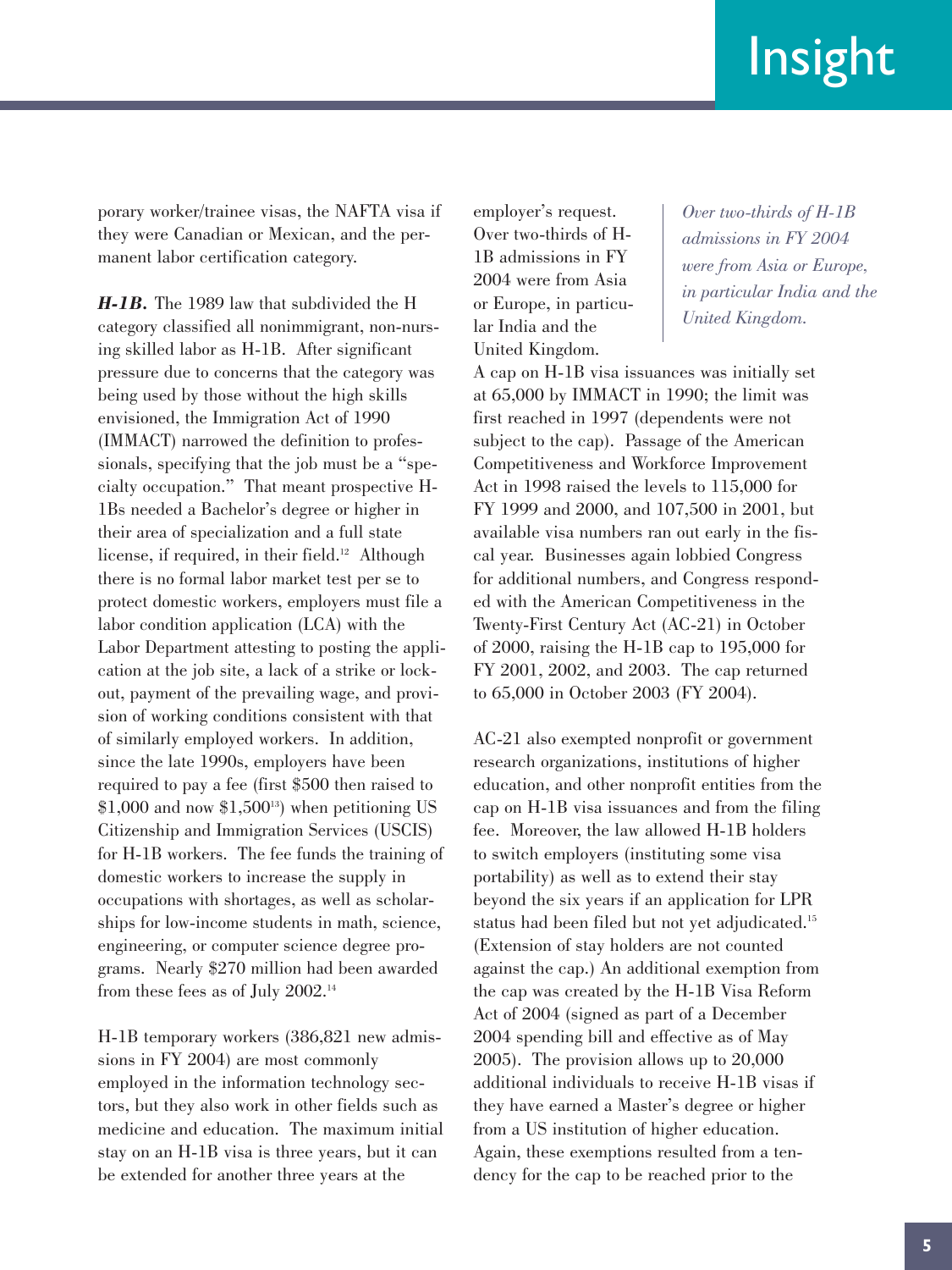porary worker/trainee visas, the NAFTA visa if they were Canadian or Mexican, and the permanent labor certification category.

***H-1B.*** The 1989 law that subdivided the H category classified all nonimmigrant, non-nursing skilled labor as H-1B. After significant pressure due to concerns that the category was being used by those without the high skills envisioned, the Immigration Act of 1990 (IMMACT) narrowed the definition to professionals, specifying that the job must be a "specialty occupation." That meant prospective H-1Bs needed a Bachelor's degree or higher in their area of specialization and a full state license, if required, in their field.[12] Although there is no formal labor market test per se to protect domestic workers, employers must file a labor condition application (LCA) with the Labor Department attesting to posting the application at the job site, a lack of a strike or lockout, payment of the prevailing wage, and provision of working conditions consistent with that of similarly employed workers. In addition, since the late 1990s, employers have been required to pay a fee (first $500 then raised to $1,000 and now $1,500[13]) when petitioning US Citizenship and Immigration Services (USCIS) for H-1B workers. The fee funds the training of domestic workers to increase the supply in occupations with shortages, as well as scholarships for low-income students in math, science, engineering, or computer science degree programs. Nearly $270 million had been awarded from these fees as of July 2002.[14]

H-1B temporary workers (386,821 new admissions in FY 2004) are most commonly employed in the information technology sectors, but they also work in other fields such as medicine and education. The maximum initial stay on an H-1B visa is three years, but it can be extended for another three years at the employer's request. Over two-thirds of H-1B admissions in FY 2004 were from Asia or Europe, in particular India and the United Kingdom.

*Over two-thirds of H-1B admissions in FY 2004 were from Asia or Europe, in particular India and the United Kingdom.*

A cap on H-1B visa issuances was initially set at 65,000 by IMMACT in 1990; the limit was first reached in 1997 (dependents were not subject to the cap). Passage of the American Competitiveness and Workforce Improvement Act in 1998 raised the levels to 115,000 for FY 1999 and 2000, and 107,500 in 2001, but available visa numbers ran out early in the fiscal year. Businesses again lobbied Congress for additional numbers, and Congress responded with the American Competitiveness in the Twenty-First Century Act (AC-21) in October of 2000, raising the H-1B cap to 195,000 for FY 2001, 2002, and 2003. The cap returned to 65,000 in October 2003 (FY 2004).

AC-21 also exempted nonprofit or government research organizations, institutions of higher education, and other nonprofit entities from the cap on H-1B visa issuances and from the filing fee. Moreover, the law allowed H-1B holders to switch employers (instituting some visa portability) as well as to extend their stay beyond the six years if an application for LPR status had been filed but not yet adjudicated.[15] (Extension of stay holders are not counted against the cap.) An additional exemption from the cap was created by the H-1B Visa Reform Act of 2004 (signed as part of a December 2004 spending bill and effective as of May 2005). The provision allows up to 20,000 additional individuals to receive H-1B visas if they have earned a Master's degree or higher from a US institution of higher education. Again, these exemptions resulted from a tendency for the cap to be reached prior to the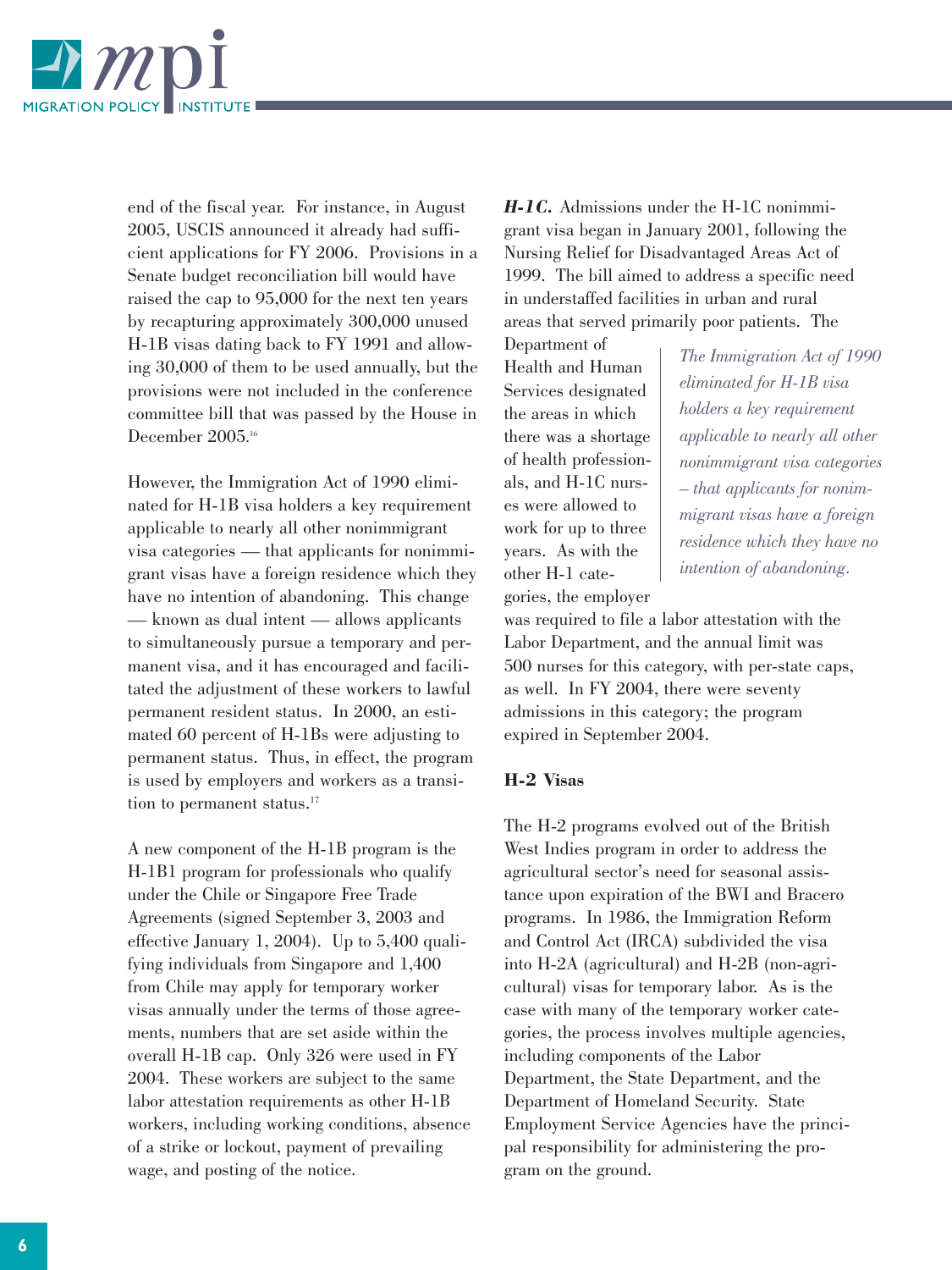end of the fiscal year. For instance, in August 2005, USCIS announced it already had sufficient applications for FY 2006. Provisions in a Senate budget reconciliation bill would have raised the cap to 95,000 for the next ten years by recapturing approximately 300,000 unused H-1B visas dating back to FY 1991 and allowing 30,000 of them to be used annually, but the provisions were not included in the conference committee bill that was passed by the House in December 2005.[16]

However, the Immigration Act of 1990 eliminated for H-1B visa holders a key requirement applicable to nearly all other nonimmigrant visa categories — that applicants for nonimmigrant visas have a foreign residence which they have no intention of abandoning. This change — known as dual intent — allows applicants to simultaneously pursue a temporary and permanent visa, and it has encouraged and facilitated the adjustment of these workers to lawful permanent resident status. In 2000, an estimated 60 percent of H-1Bs were adjusting to permanent status. Thus, in effect, the program is used by employers and workers as a transition to permanent status.[17]

A new component of the H-1B program is the H-1B1 program for professionals who qualify under the Chile or Singapore Free Trade Agreements (signed September 3, 2003 and effective January 1, 2004). Up to 5,400 qualifying individuals from Singapore and 1,400 from Chile may apply for temporary worker visas annually under the terms of those agreements, numbers that are set aside within the overall H-1B cap. Only 326 were used in FY 2004. These workers are subject to the same labor attestation requirements as other H-1B workers, including working conditions, absence of a strike or lockout, payment of prevailing wage, and posting of the notice.

***H-1C.*** Admissions under the H-1C nonimmigrant visa began in January 2001, following the Nursing Relief for Disadvantaged Areas Act of 1999. The bill aimed to address a specific need in understaffed facilities in urban and rural areas that served primarily poor patients. The Department of Health and Human Services designated the areas in which there was a shortage of health professionals, and H-1C nurses were allowed to work for up to three years. As with the other H-1 categories, the employer was required to file a labor attestation with the Labor Department, and the annual limit was 500 nurses for this category, with per-state caps, as well. In FY 2004, there were seventy admissions in this category; the program expired in September 2004.

*The Immigration Act of 1990 eliminated for H-1B visa holders a key requirement applicable to nearly all other nonimmigrant visa categories – that applicants for nonimmigrant visas have a foreign residence which they have no intention of abandoning.*

**H-2 Visas**

The H-2 programs evolved out of the British West Indies program in order to address the agricultural sector's need for seasonal assistance upon expiration of the BWI and Bracero programs. In 1986, the Immigration Reform and Control Act (IRCA) subdivided the visa into H-2A (agricultural) and H-2B (non-agricultural) visas for temporary labor. As is the case with many of the temporary worker categories, the process involves multiple agencies, including components of the Labor Department, the State Department, and the Department of Homeland Security. State Employment Service Agencies have the principal responsibility for administering the program on the ground.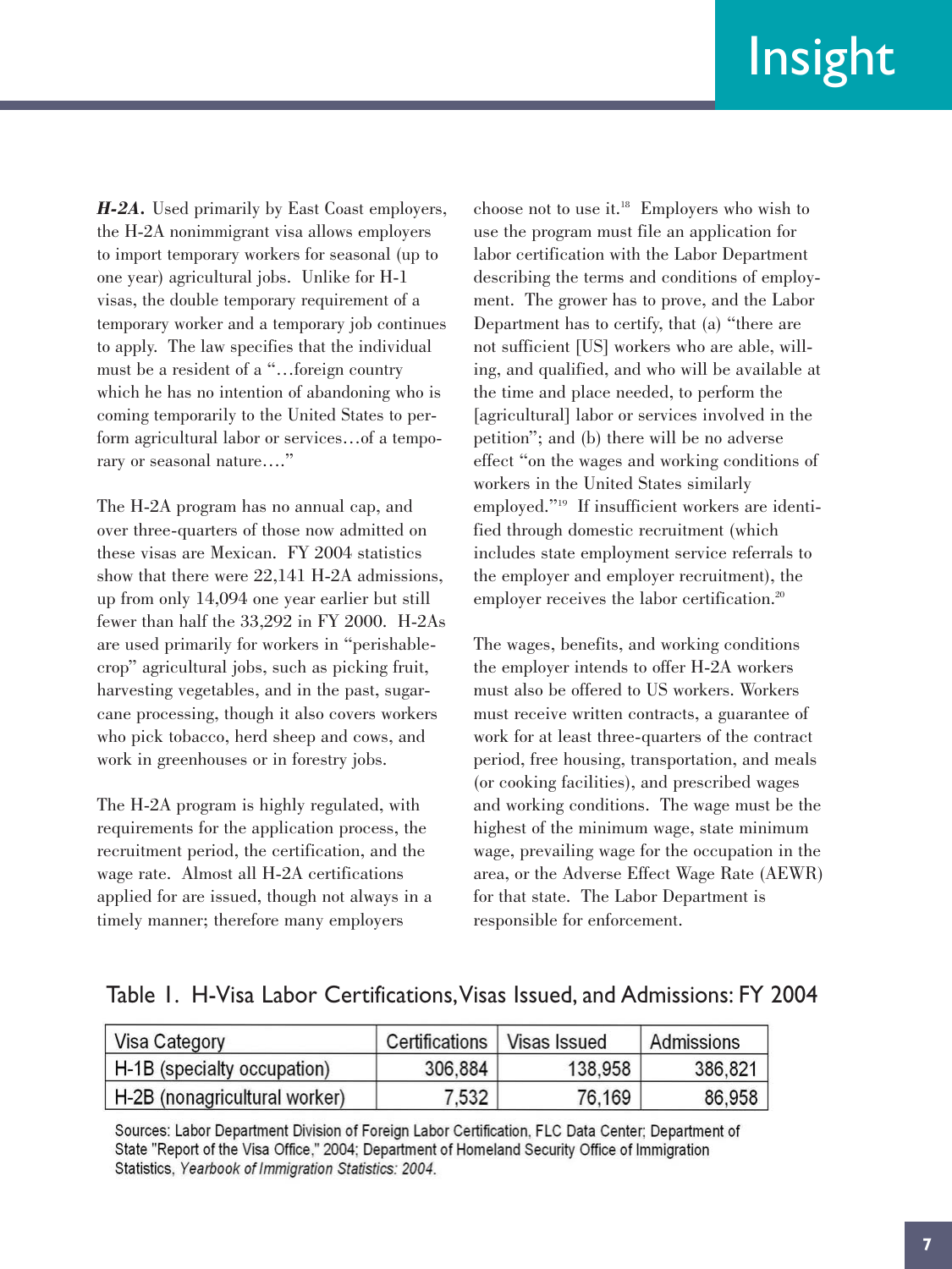***H-2A.*** Used primarily by East Coast employers, the H-2A nonimmigrant visa allows employers to import temporary workers for seasonal (up to one year) agricultural jobs. Unlike for H-1 visas, the double temporary requirement of a temporary worker and a temporary job continues to apply. The law specifies that the individual must be a resident of a "…foreign country which he has no intention of abandoning who is coming temporarily to the United States to perform agricultural labor or services…of a temporary or seasonal nature…."

The H-2A program has no annual cap, and over three-quarters of those now admitted on these visas are Mexican. FY 2004 statistics show that there were 22,141 H-2A admissions, up from only 14,094 one year earlier but still fewer than half the 33,292 in FY 2000. H-2As are used primarily for workers in "perishable-crop" agricultural jobs, such as picking fruit, harvesting vegetables, and in the past, sugarcane processing, though it also covers workers who pick tobacco, herd sheep and cows, and work in greenhouses or in forestry jobs.

The H-2A program is highly regulated, with requirements for the application process, the recruitment period, the certification, and the wage rate. Almost all H-2A certifications applied for are issued, though not always in a timely manner; therefore many employers choose not to use it.[18] Employers who wish to use the program must file an application for labor certification with the Labor Department describing the terms and conditions of employment. The grower has to prove, and the Labor Department has to certify, that (a) "there are not sufficient [US] workers who are able, willing, and qualified, and who will be available at the time and place needed, to perform the [agricultural] labor or services involved in the petition"; and (b) there will be no adverse effect "on the wages and working conditions of workers in the United States similarly employed."[19] If insufficient workers are identified through domestic recruitment (which includes state employment service referrals to the employer and employer recruitment), the employer receives the labor certification.[20]

The wages, benefits, and working conditions the employer intends to offer H-2A workers must also be offered to US workers. Workers must receive written contracts, a guarantee of work for at least three-quarters of the contract period, free housing, transportation, and meals (or cooking facilities), and prescribed wages and working conditions. The wage must be the highest of the minimum wage, state minimum wage, prevailing wage for the occupation in the area, or the Adverse Effect Wage Rate (AEWR) for that state. The Labor Department is responsible for enforcement.

Table 1. H-Visa Labor Certifications, Visas Issued, and Admissions: FY 2004

| Visa Category | Certifications | Visas Issued | Admissions |
|---|---|---|---|
| H-1B (specialty occupation) | 306,884 | 138,958 | 386,821 |
| H-2B (nonagricultural worker) | 7,532 | 76,169 | 86,958 |

Sources: Labor Department Division of Foreign Labor Certification, FLC Data Center; Department of State "Report of the Visa Office," 2004; Department of Homeland Security Office of Immigration Statistics, *Yearbook of Immigration Statistics: 2004*.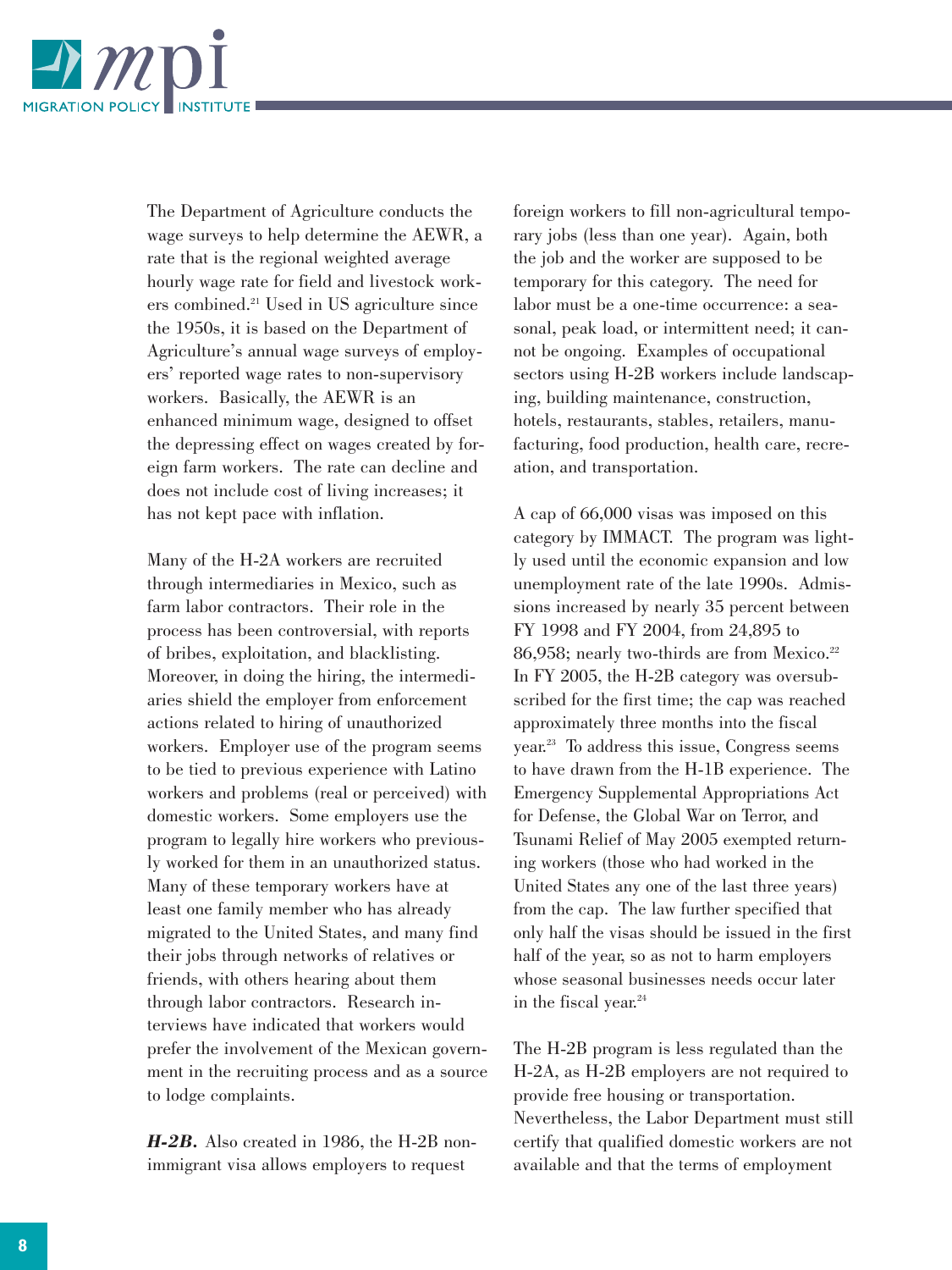The Department of Agriculture conducts the wage surveys to help determine the AEWR, a rate that is the regional weighted average hourly wage rate for field and livestock workers combined.[21] Used in US agriculture since the 1950s, it is based on the Department of Agriculture's annual wage surveys of employers' reported wage rates to non-supervisory workers. Basically, the AEWR is an enhanced minimum wage, designed to offset the depressing effect on wages created by foreign farm workers. The rate can decline and does not include cost of living increases; it has not kept pace with inflation.

Many of the H-2A workers are recruited through intermediaries in Mexico, such as farm labor contractors. Their role in the process has been controversial, with reports of bribes, exploitation, and blacklisting. Moreover, in doing the hiring, the intermediaries shield the employer from enforcement actions related to hiring of unauthorized workers. Employer use of the program seems to be tied to previous experience with Latino workers and problems (real or perceived) with domestic workers. Some employers use the program to legally hire workers who previously worked for them in an unauthorized status. Many of these temporary workers have at least one family member who has already migrated to the United States, and many find their jobs through networks of relatives or friends, with others hearing about them through labor contractors. Research interviews have indicated that workers would prefer the involvement of the Mexican government in the recruiting process and as a source to lodge complaints.

***H-2B.*** Also created in 1986, the H-2B nonimmigrant visa allows employers to request foreign workers to fill non-agricultural temporary jobs (less than one year). Again, both the job and the worker are supposed to be temporary for this category. The need for labor must be a one-time occurrence: a seasonal, peak load, or intermittent need; it cannot be ongoing. Examples of occupational sectors using H-2B workers include landscaping, building maintenance, construction, hotels, restaurants, stables, retailers, manufacturing, food production, health care, recreation, and transportation.

A cap of 66,000 visas was imposed on this category by IMMACT. The program was lightly used until the economic expansion and low unemployment rate of the late 1990s. Admissions increased by nearly 35 percent between FY 1998 and FY 2004, from 24,895 to 86,958; nearly two-thirds are from Mexico.[22] In FY 2005, the H-2B category was oversubscribed for the first time; the cap was reached approximately three months into the fiscal year.[23] To address this issue, Congress seems to have drawn from the H-1B experience. The Emergency Supplemental Appropriations Act for Defense, the Global War on Terror, and Tsunami Relief of May 2005 exempted returning workers (those who had worked in the United States any one of the last three years) from the cap. The law further specified that only half the visas should be issued in the first half of the year, so as not to harm employers whose seasonal businesses needs occur later in the fiscal year.[24]

The H-2B program is less regulated than the H-2A, as H-2B employers are not required to provide free housing or transportation. Nevertheless, the Labor Department must still certify that qualified domestic workers are not available and that the terms of employment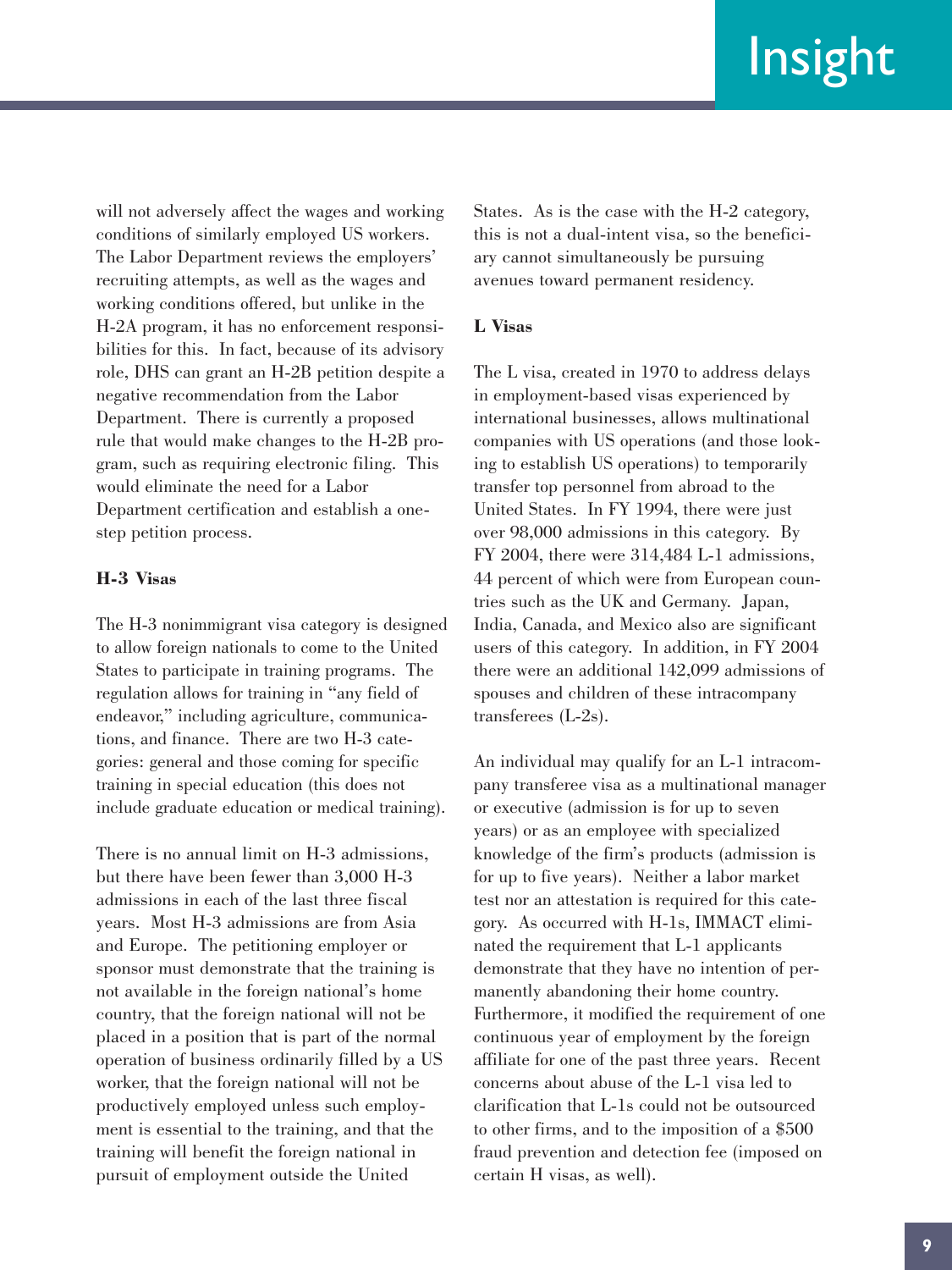will not adversely affect the wages and working conditions of similarly employed US workers. The Labor Department reviews the employers' recruiting attempts, as well as the wages and working conditions offered, but unlike in the H-2A program, it has no enforcement responsibilities for this. In fact, because of its advisory role, DHS can grant an H-2B petition despite a negative recommendation from the Labor Department. There is currently a proposed rule that would make changes to the H-2B program, such as requiring electronic filing. This would eliminate the need for a Labor Department certification and establish a one-step petition process.

### H-3 Visas

The H-3 nonimmigrant visa category is designed to allow foreign nationals to come to the United States to participate in training programs. The regulation allows for training in "any field of endeavor," including agriculture, communications, and finance. There are two H-3 categories: general and those coming for specific training in special education (this does not include graduate education or medical training).

There is no annual limit on H-3 admissions, but there have been fewer than 3,000 H-3 admissions in each of the last three fiscal years. Most H-3 admissions are from Asia and Europe. The petitioning employer or sponsor must demonstrate that the training is not available in the foreign national's home country, that the foreign national will not be placed in a position that is part of the normal operation of business ordinarily filled by a US worker, that the foreign national will not be productively employed unless such employment is essential to the training, and that the training will benefit the foreign national in pursuit of employment outside the United States. As is the case with the H-2 category, this is not a dual-intent visa, so the beneficiary cannot simultaneously be pursuing avenues toward permanent residency.

### L Visas

The L visa, created in 1970 to address delays in employment-based visas experienced by international businesses, allows multinational companies with US operations (and those looking to establish US operations) to temporarily transfer top personnel from abroad to the United States. In FY 1994, there were just over 98,000 admissions in this category. By FY 2004, there were 314,484 L-1 admissions, 44 percent of which were from European countries such as the UK and Germany. Japan, India, Canada, and Mexico also are significant users of this category. In addition, in FY 2004 there were an additional 142,099 admissions of spouses and children of these intracompany transferees (L-2s).

An individual may qualify for an L-1 intracompany transferee visa as a multinational manager or executive (admission is for up to seven years) or as an employee with specialized knowledge of the firm's products (admission is for up to five years). Neither a labor market test nor an attestation is required for this category. As occurred with H-1s, IMMACT eliminated the requirement that L-1 applicants demonstrate that they have no intention of permanently abandoning their home country. Furthermore, it modified the requirement of one continuous year of employment by the foreign affiliate for one of the past three years. Recent concerns about abuse of the L-1 visa led to clarification that L-1s could not be outsourced to other firms, and to the imposition of a $500 fraud prevention and detection fee (imposed on certain H visas, as well).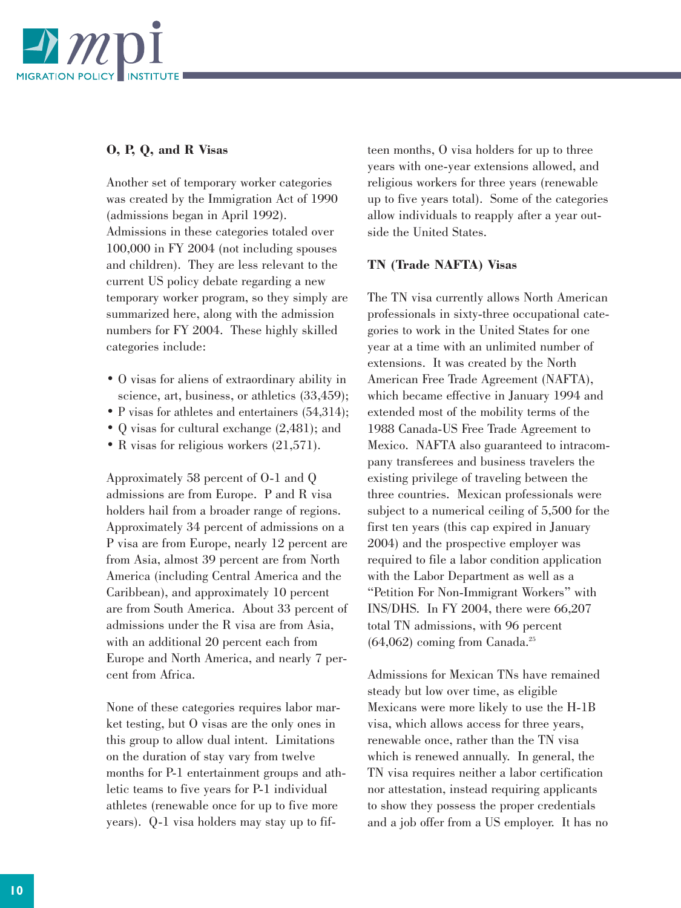### O, P, Q, and R Visas

Another set of temporary worker categories was created by the Immigration Act of 1990 (admissions began in April 1992). Admissions in these categories totaled over 100,000 in FY 2004 (not including spouses and children). They are less relevant to the current US policy debate regarding a new temporary worker program, so they simply are summarized here, along with the admission numbers for FY 2004. These highly skilled categories include:

- O visas for aliens of extraordinary ability in science, art, business, or athletics (33,459);
- P visas for athletes and entertainers (54,314);
- Q visas for cultural exchange (2,481); and
- R visas for religious workers (21,571).

Approximately 58 percent of O-1 and Q admissions are from Europe. P and R visa holders hail from a broader range of regions. Approximately 34 percent of admissions on a P visa are from Europe, nearly 12 percent are from Asia, almost 39 percent are from North America (including Central America and the Caribbean), and approximately 10 percent are from South America. About 33 percent of admissions under the R visa are from Asia, with an additional 20 percent each from Europe and North America, and nearly 7 percent from Africa.

None of these categories requires labor market testing, but O visas are the only ones in this group to allow dual intent. Limitations on the duration of stay vary from twelve months for P-1 entertainment groups and athletic teams to five years for P-1 individual athletes (renewable once for up to five more years). Q-1 visa holders may stay up to fifteen months, O visa holders for up to three years with one-year extensions allowed, and religious workers for three years (renewable up to five years total). Some of the categories allow individuals to reapply after a year outside the United States.

### TN (Trade NAFTA) Visas

The TN visa currently allows North American professionals in sixty-three occupational categories to work in the United States for one year at a time with an unlimited number of extensions. It was created by the North American Free Trade Agreement (NAFTA), which became effective in January 1994 and extended most of the mobility terms of the 1988 Canada-US Free Trade Agreement to Mexico. NAFTA also guaranteed to intracompany transferees and business travelers the existing privilege of traveling between the three countries. Mexican professionals were subject to a numerical ceiling of 5,500 for the first ten years (this cap expired in January 2004) and the prospective employer was required to file a labor condition application with the Labor Department as well as a "Petition For Non-Immigrant Workers" with INS/DHS. In FY 2004, there were 66,207 total TN admissions, with 96 percent (64,062) coming from Canada.[25]

Admissions for Mexican TNs have remained steady but low over time, as eligible Mexicans were more likely to use the H-1B visa, which allows access for three years, renewable once, rather than the TN visa which is renewed annually. In general, the TN visa requires neither a labor certification nor attestation, instead requiring applicants to show they possess the proper credentials and a job offer from a US employer. It has no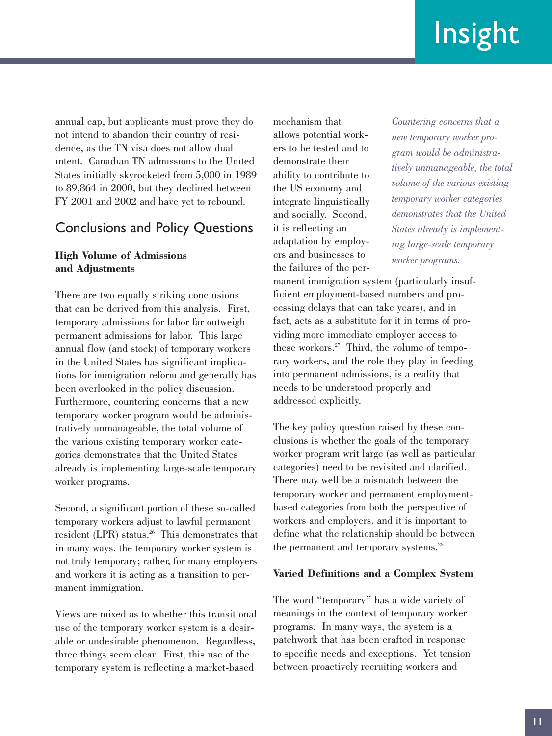annual cap, but applicants must prove they do not intend to abandon their country of residence, as the TN visa does not allow dual intent. Canadian TN admissions to the United States initially skyrocketed from 5,000 in 1989 to 89,864 in 2000, but they declined between FY 2001 and 2002 and have yet to rebound.

## Conclusions and Policy Questions

### High Volume of Admissions and Adjustments

There are two equally striking conclusions that can be derived from this analysis. First, temporary admissions for labor far outweigh permanent admissions for labor. This large annual flow (and stock) of temporary workers in the United States has significant implications for immigration reform and generally has been overlooked in the policy discussion. Furthermore, countering concerns that a new temporary worker program would be administratively unmanageable, the total volume of the various existing temporary worker categories demonstrates that the United States already is implementing large-scale temporary worker programs.

Second, a significant portion of these so-called temporary workers adjust to lawful permanent resident (LPR) status.[26] This demonstrates that in many ways, the temporary worker system is not truly temporary; rather, for many employers and workers it is acting as a transition to permanent immigration.

Views are mixed as to whether this transitional use of the temporary worker system is a desirable or undesirable phenomenon. Regardless, three things seem clear. First, this use of the temporary system is reflecting a market-based mechanism that allows potential workers to be tested and to demonstrate their ability to contribute to the US economy and integrate linguistically and socially. Second, it is reflecting an adaptation by employers and businesses to the failures of the permanent immigration system (particularly insufficient employment-based numbers and processing delays that can take years), and in fact, acts as a substitute for it in terms of providing more immediate employer access to these workers.[27] Third, the volume of temporary workers, and the role they play in feeding into permanent admissions, is a reality that needs to be understood properly and addressed explicitly.

*Countering concerns that a new temporary worker program would be administratively unmanageable, the total volume of the various existing temporary worker categories demonstrates that the United States already is implementing large-scale temporary worker programs.*

The key policy question raised by these conclusions is whether the goals of the temporary worker program writ large (as well as particular categories) need to be revisited and clarified. There may well be a mismatch between the temporary worker and permanent employment-based categories from both the perspective of workers and employers, and it is important to define what the relationship should be between the permanent and temporary systems.[28]

### Varied Definitions and a Complex System

The word "temporary" has a wide variety of meanings in the context of temporary worker programs. In many ways, the system is a patchwork that has been crafted in response to specific needs and exceptions. Yet tension between proactively recruiting workers and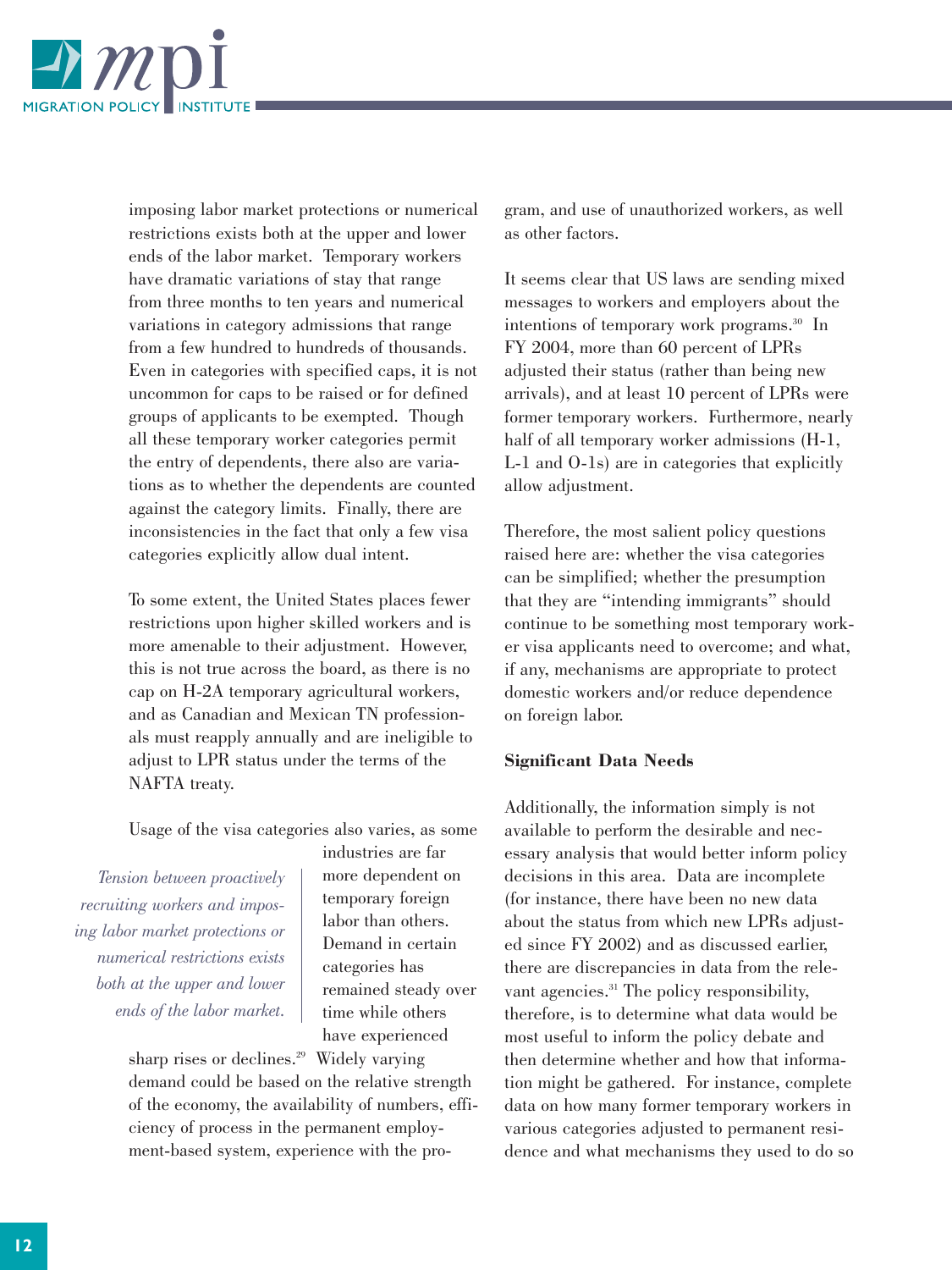imposing labor market protections or numerical restrictions exists both at the upper and lower ends of the labor market. Temporary workers have dramatic variations of stay that range from three months to ten years and numerical variations in category admissions that range from a few hundred to hundreds of thousands. Even in categories with specified caps, it is not uncommon for caps to be raised or for defined groups of applicants to be exempted. Though all these temporary worker categories permit the entry of dependents, there also are variations as to whether the dependents are counted against the category limits. Finally, there are inconsistencies in the fact that only a few visa categories explicitly allow dual intent.

To some extent, the United States places fewer restrictions upon higher skilled workers and is more amenable to their adjustment. However, this is not true across the board, as there is no cap on H-2A temporary agricultural workers, and as Canadian and Mexican TN professionals must reapply annually and are ineligible to adjust to LPR status under the terms of the NAFTA treaty.

Usage of the visa categories also varies, as some industries are far more dependent on temporary foreign labor than others. Demand in certain categories has remained steady over time while others have experienced sharp rises or declines.[29] Widely varying demand could be based on the relative strength of the economy, the availability of numbers, efficiency of process in the permanent employment-based system, experience with the program, and use of unauthorized workers, as well as other factors.

*Tension between proactively recruiting workers and imposing labor market protections or numerical restrictions exists both at the upper and lower ends of the labor market.*

It seems clear that US laws are sending mixed messages to workers and employers about the intentions of temporary work programs.[30] In FY 2004, more than 60 percent of LPRs adjusted their status (rather than being new arrivals), and at least 10 percent of LPRs were former temporary workers. Furthermore, nearly half of all temporary worker admissions (H-1, L-1 and O-1s) are in categories that explicitly allow adjustment.

Therefore, the most salient policy questions raised here are: whether the visa categories can be simplified; whether the presumption that they are "intending immigrants" should continue to be something most temporary worker visa applicants need to overcome; and what, if any, mechanisms are appropriate to protect domestic workers and/or reduce dependence on foreign labor.

**Significant Data Needs**

Additionally, the information simply is not available to perform the desirable and necessary analysis that would better inform policy decisions in this area. Data are incomplete (for instance, there have been no new data about the status from which new LPRs adjusted since FY 2002) and as discussed earlier, there are discrepancies in data from the relevant agencies.[31] The policy responsibility, therefore, is to determine what data would be most useful to inform the policy debate and then determine whether and how that information might be gathered. For instance, complete data on how many former temporary workers in various categories adjusted to permanent residence and what mechanisms they used to do so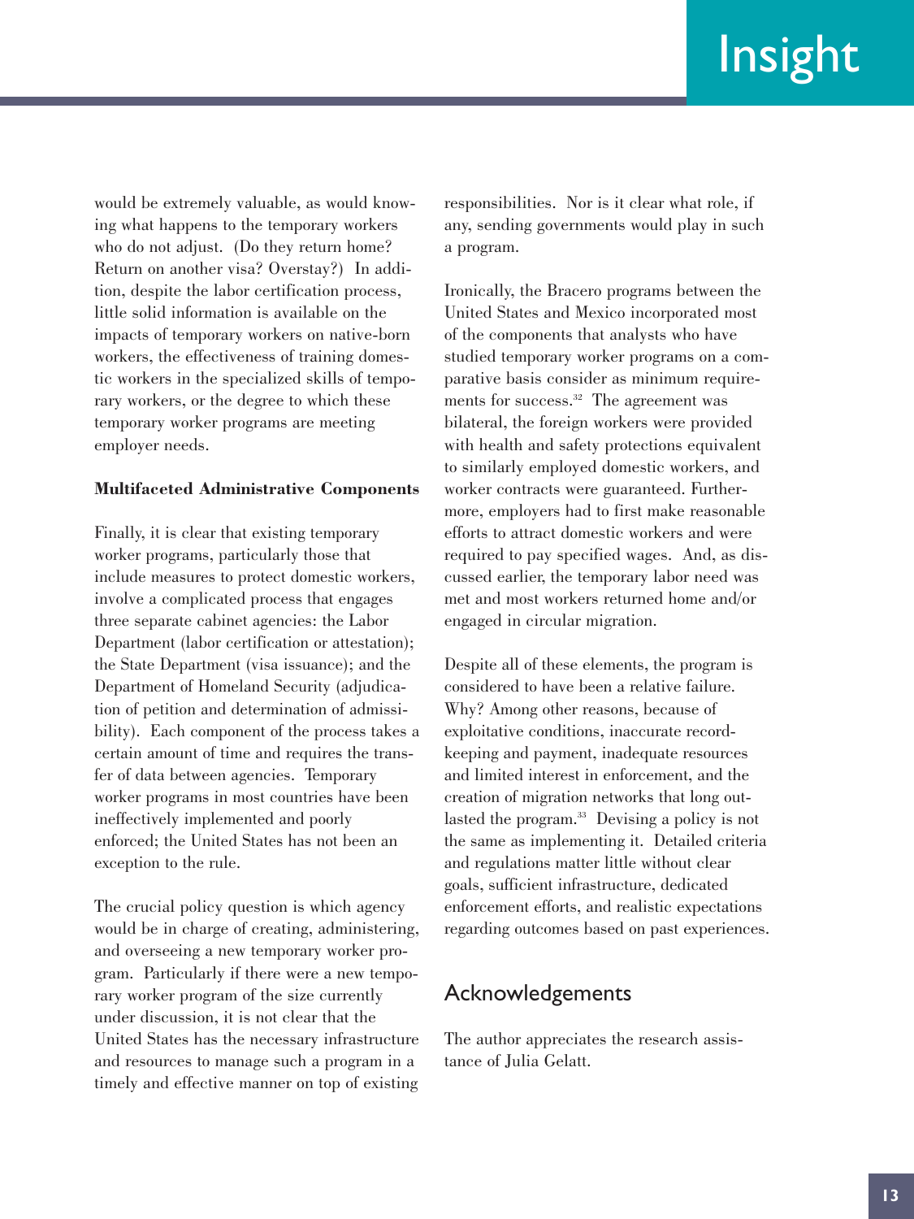would be extremely valuable, as would knowing what happens to the temporary workers who do not adjust. (Do they return home? Return on another visa? Overstay?) In addition, despite the labor certification process, little solid information is available on the impacts of temporary workers on native-born workers, the effectiveness of training domestic workers in the specialized skills of temporary workers, or the degree to which these temporary worker programs are meeting employer needs.

**Multifaceted Administrative Components**

Finally, it is clear that existing temporary worker programs, particularly those that include measures to protect domestic workers, involve a complicated process that engages three separate cabinet agencies: the Labor Department (labor certification or attestation); the State Department (visa issuance); and the Department of Homeland Security (adjudication of petition and determination of admissibility). Each component of the process takes a certain amount of time and requires the transfer of data between agencies. Temporary worker programs in most countries have been ineffectively implemented and poorly enforced; the United States has not been an exception to the rule.

The crucial policy question is which agency would be in charge of creating, administering, and overseeing a new temporary worker program. Particularly if there were a new temporary worker program of the size currently under discussion, it is not clear that the United States has the necessary infrastructure and resources to manage such a program in a timely and effective manner on top of existing responsibilities. Nor is it clear what role, if any, sending governments would play in such a program.

Ironically, the Bracero programs between the United States and Mexico incorporated most of the components that analysts who have studied temporary worker programs on a comparative basis consider as minimum requirements for success.[32] The agreement was bilateral, the foreign workers were provided with health and safety protections equivalent to similarly employed domestic workers, and worker contracts were guaranteed. Furthermore, employers had to first make reasonable efforts to attract domestic workers and were required to pay specified wages. And, as discussed earlier, the temporary labor need was met and most workers returned home and/or engaged in circular migration.

Despite all of these elements, the program is considered to have been a relative failure. Why? Among other reasons, because of exploitative conditions, inaccurate record-keeping and payment, inadequate resources and limited interest in enforcement, and the creation of migration networks that long outlasted the program.[33] Devising a policy is not the same as implementing it. Detailed criteria and regulations matter little without clear goals, sufficient infrastructure, dedicated enforcement efforts, and realistic expectations regarding outcomes based on past experiences.

## Acknowledgements

The author appreciates the research assistance of Julia Gelatt.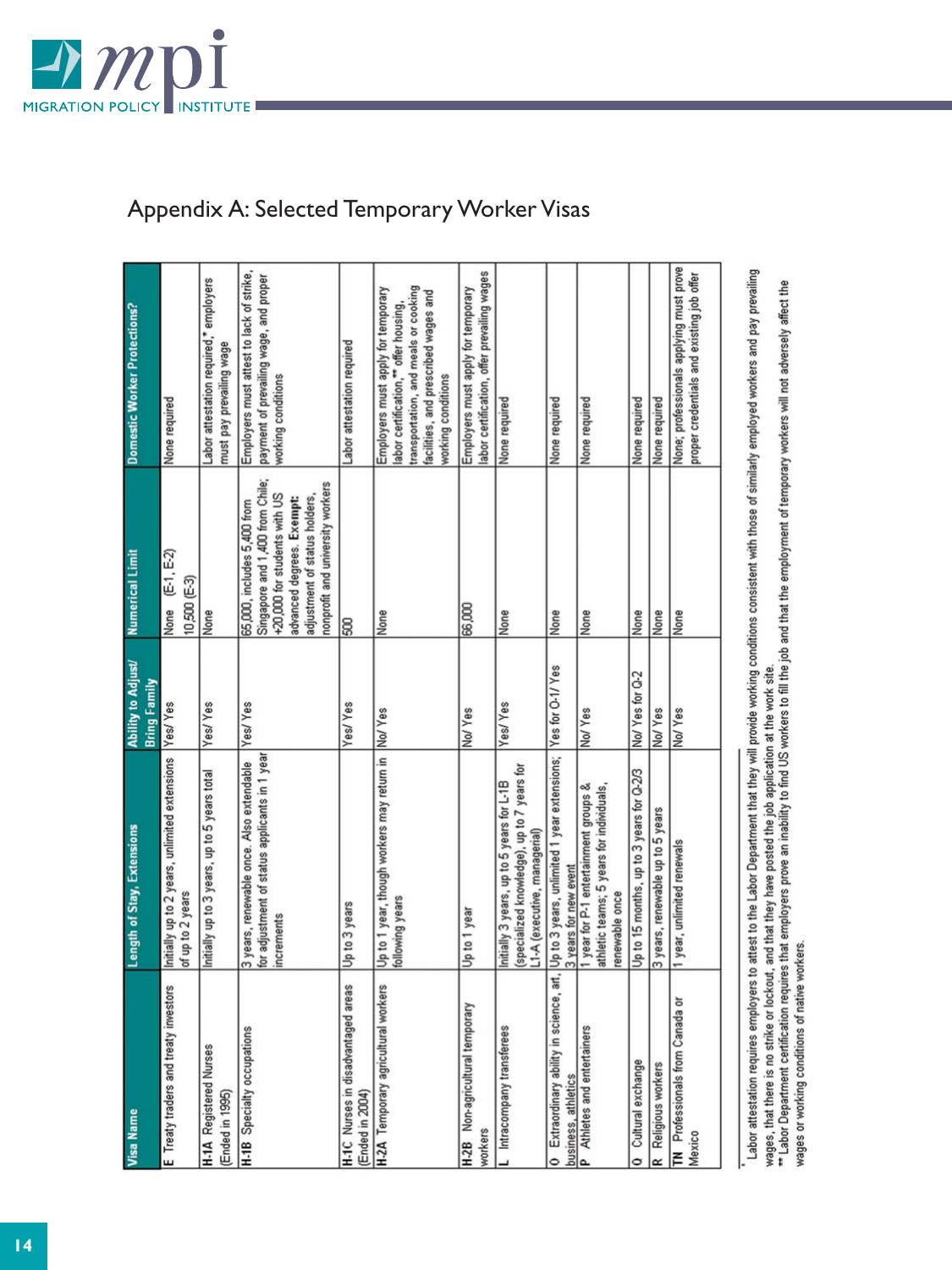## Appendix A: Selected Temporary Worker Visas

| Visa Name | Length of Stay, Extensions | Ability to Adjust/ Bring Family | Numerical Limit | Domestic Worker Protections? |
|---|---|---|---|---|
| **E** Treaty traders and treaty investors | Initially up to 2 years, unlimited extensions of up to 2 years | Yes/ Yes | None (E-1, E-2) 10,500 (E-3) | None required |
| **H-1A** Registered Nurses (Ended in 1995) | Initially up to 3 years, up to 5 years total | Yes/ Yes | None | Labor attestation required,* employers must pay prevailing wage |
| **H-1B** Specialty occupations | 3 years, renewable once. Also extendable for adjustment of status applicants in 1 year increments | Yes/ Yes | 65,000, includes 5,400 from Singapore and 1,400 from Chile; +20,000 for students with US advanced degrees. **Exempt:** adjustment of status holders, nonprofit and university workers | Employers must attest to lack of strike, payment of prevailing wage, and proper working conditions |
| **H-1C** Nurses in disadvantaged areas (Ended in 2004) | Up to 3 years | Yes/ Yes | 500 | Labor attestation required |
| **H-2A** Temporary agricultural workers | Up to 1 year, though workers may return in following years | No/ Yes | None | Employers must apply for temporary labor certification,** offer housing, transportation, and meals or cooking facilities, and prescribed wages and working conditions |
| **H-2B** Non-agricultural temporary workers | Up to 1 year | No/ Yes | 66,000 | Employers must apply for temporary labor certification, offer prevailing wages |
| **L** Intracompany transferees | Initially 3 years, up to 5 years for L-1B (specialized knowledge), up to 7 years for L1-A (executive, managerial) | Yes/ Yes | None | None required |
| **O** Extraordinary ability in science, art, business, athletics | Up to 3 years, unlimited 1 year extensions; 3 years for new event | Yes for O-1/ Yes | None | None required |
| **P** Athletes and entertainers | 1 year for P-1 entertainment groups & athletic teams; 5 years for individuals, renewable once | No/ Yes | None | None required |
| **Q** Cultural exchange | Up to 15 months, up to 3 years for Q-2/3 | No/ Yes for Q-2 | None | None required |
| **R** Religious workers | 3 years, renewable up to 5 years | No/ Yes | None | None required |
| **TN** Professionals from Canada or Mexico | 1 year, unlimited renewals | No/ Yes | None | None; professionals applying must prove proper credentials and existing job offer |

\* Labor attestation requires employers to attest to the Labor Department that they will provide working conditions consistent with those of similarly employed workers and pay prevailing wages, that there is no strike or lockout, and that they have posted the job application at the work site.

\*\* Labor Department certification requires that employers prove an inability to find US workers to fill the job and that the employment of temporary workers will not adversely affect the wages or working conditions of native workers.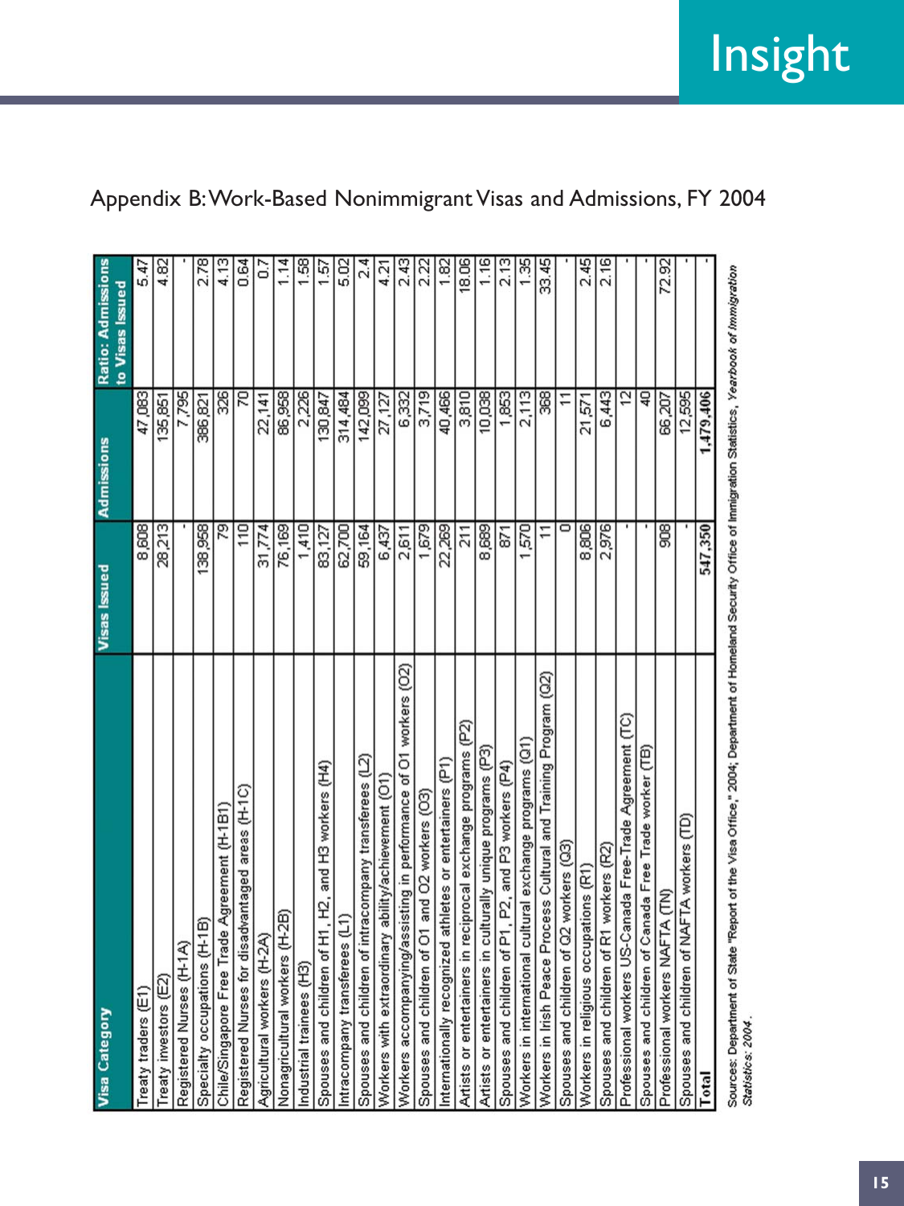## Appendix B: Work-Based Nonimmigrant Visas and Admissions, FY 2004

| Visa Category | Visas Issued | Admissions | Ratio: Admissions to Visas Issued |
|---|---|---|---|
| Treaty traders (E1) | 8,608 | 47,083 | 5.47 |
| Treaty investors (E2) | 28,213 | 135,851 | 4.82 |
| Registered Nurses (H-1A) | - | 7,795 | - |
| Specialty occupations (H-1B) | 138,958 | 386,821 | 2.78 |
| Chile/Singapore Free Trade Agreement (H-1B1) | 79 | 326 | 4.13 |
| Registered Nurses for disadvantaged areas (H-1C) | 110 | 70 | 0.64 |
| Agricultural workers (H-2A) | 31,774 | 22,141 | 0.7 |
| Nonagricultural workers (H-2B) | 76,169 | 86,958 | 1.14 |
| Industrial trainees (H3) | 1,410 | 2,226 | 1.58 |
| Spouses and children of H1, H2, and H3 workers (H4) | 83,127 | 130,847 | 1.57 |
| Intracompany transferees (L1) | 62,700 | 314,484 | 5.02 |
| Spouses and children of intracompany transferees (L2) | 59,164 | 142,099 | 2.4 |
| Workers with extraordinary ability/achievement (O1) | 6,437 | 27,127 | 4.21 |
| Workers accompanying/assisting in performance of O1 workers (O2) | 2,611 | 6,332 | 2.43 |
| Spouses and children of O1 and O2 workers (O3) | 1,679 | 3,719 | 2.22 |
| Internationally recognized athletes or entertainers (P1) | 22,269 | 40,466 | 1.82 |
| Artists or entertainers in reciprocal exchange programs (P2) | 211 | 3,810 | 18.06 |
| Artists or entertainers in culturally unique programs (P3) | 8,689 | 10,038 | 1.16 |
| Spouses and children of P1, P2, and P3 workers (P4) | 871 | 1,853 | 2.13 |
| Workers in international cultural exchange programs (Q1) | 1,570 | 2,113 | 1.35 |
| Workers in Irish Peace Process Cultural and Training Program (Q2) | 11 | 368 | 33.45 |
| Spouses and children of Q2 workers (Q3) | 0 | 11 | - |
| Workers in religious occupations (R1) | 8,806 | 21,571 | 2.45 |
| Spouses and children of R1 workers (R2) | 2,976 | 6,443 | 2.16 |
| Professional workers US-Canada Free-Trade Agreement (TC) | - | 12 | - |
| Spouses and children of Canada Free Trade worker (TB) | - | 40 | - |
| Professional workers NAFTA (TN) | 908 | 66,207 | 72.92 |
| Spouses and children of NAFTA workers (TD) | - | 12,595 | - |
| **Total** | **547,350** | **1,479,406** | - |

Sources: Department of State "Report of the Visa Office," 2004; Department of Homeland Security Office of Immigration Statistics, *Yearbook of Immigration Statistics: 2004*.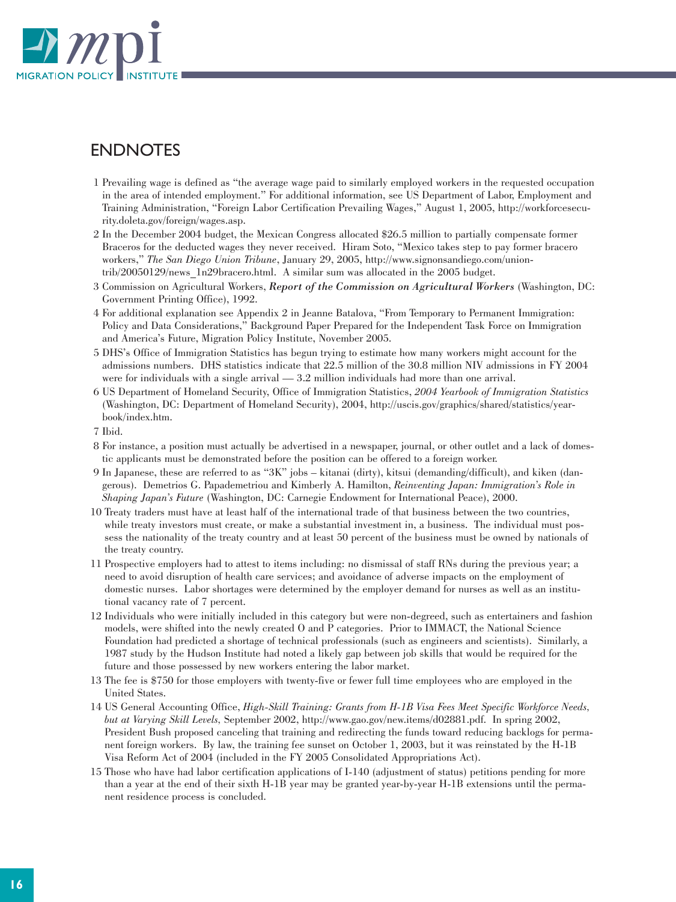## ENDNOTES

1 Prevailing wage is defined as "the average wage paid to similarly employed workers in the requested occupation in the area of intended employment." For additional information, see US Department of Labor, Employment and Training Administration, "Foreign Labor Certification Prevailing Wages," August 1, 2005, http://workforcesecurity.doleta.gov/foreign/wages.asp.

2 In the December 2004 budget, the Mexican Congress allocated $26.5 million to partially compensate former Braceros for the deducted wages they never received. Hiram Soto, "Mexico takes step to pay former bracero workers," *The San Diego Union Tribune*, January 29, 2005, http://www.signonsandiego.com/uniontrib/20050129/news_1n29bracero.html. A similar sum was allocated in the 2005 budget.

3 Commission on Agricultural Workers, ***Report of the Commission on Agricultural Workers*** (Washington, DC: Government Printing Office), 1992.

4 For additional explanation see Appendix 2 in Jeanne Batalova, "From Temporary to Permanent Immigration: Policy and Data Considerations," Background Paper Prepared for the Independent Task Force on Immigration and America's Future, Migration Policy Institute, November 2005.

5 DHS's Office of Immigration Statistics has begun trying to estimate how many workers might account for the admissions numbers. DHS statistics indicate that 22.5 million of the 30.8 million NIV admissions in FY 2004 were for individuals with a single arrival — 3.2 million individuals had more than one arrival.

6 US Department of Homeland Security, Office of Immigration Statistics, *2004 Yearbook of Immigration Statistics* (Washington, DC: Department of Homeland Security), 2004, http://uscis.gov/graphics/shared/statistics/yearbook/index.htm.

7 Ibid.

8 For instance, a position must actually be advertised in a newspaper, journal, or other outlet and a lack of domestic applicants must be demonstrated before the position can be offered to a foreign worker.

9 In Japanese, these are referred to as "3K" jobs – kitanai (dirty), kitsui (demanding/difficult), and kiken (dangerous). Demetrios G. Papademetriou and Kimberly A. Hamilton, *Reinventing Japan: Immigration's Role in Shaping Japan's Future* (Washington, DC: Carnegie Endowment for International Peace), 2000.

10 Treaty traders must have at least half of the international trade of that business between the two countries, while treaty investors must create, or make a substantial investment in, a business. The individual must possess the nationality of the treaty country and at least 50 percent of the business must be owned by nationals of the treaty country.

11 Prospective employers had to attest to items including: no dismissal of staff RNs during the previous year; a need to avoid disruption of health care services; and avoidance of adverse impacts on the employment of domestic nurses. Labor shortages were determined by the employer demand for nurses as well as an institutional vacancy rate of 7 percent.

12 Individuals who were initially included in this category but were non-degreed, such as entertainers and fashion models, were shifted into the newly created O and P categories. Prior to IMMACT, the National Science Foundation had predicted a shortage of technical professionals (such as engineers and scientists). Similarly, a 1987 study by the Hudson Institute had noted a likely gap between job skills that would be required for the future and those possessed by new workers entering the labor market.

13 The fee is $750 for those employers with twenty-five or fewer full time employees who are employed in the United States.

14 US General Accounting Office, *High-Skill Training: Grants from H-1B Visa Fees Meet Specific Workforce Needs, but at Varying Skill Levels*, September 2002, http://www.gao.gov/new.items/d02881.pdf. In spring 2002, President Bush proposed canceling that training and redirecting the funds toward reducing backlogs for permanent foreign workers. By law, the training fee sunset on October 1, 2003, but it was reinstated by the H-1B Visa Reform Act of 2004 (included in the FY 2005 Consolidated Appropriations Act).

15 Those who have had labor certification applications of I-140 (adjustment of status) petitions pending for more than a year at the end of their sixth H-1B year may be granted year-by-year H-1B extensions until the permanent residence process is concluded.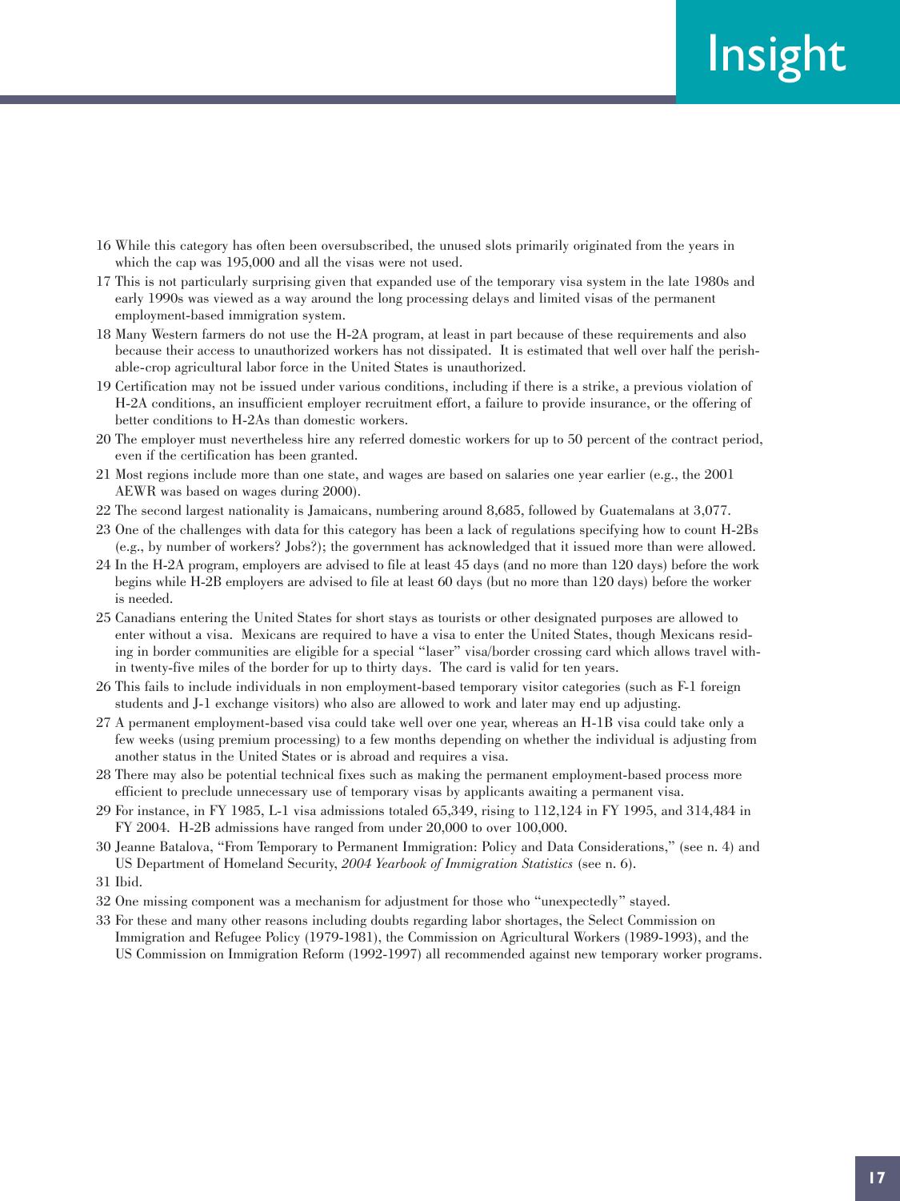16 While this category has often been oversubscribed, the unused slots primarily originated from the years in which the cap was 195,000 and all the visas were not used.

17 This is not particularly surprising given that expanded use of the temporary visa system in the late 1980s and early 1990s was viewed as a way around the long processing delays and limited visas of the permanent employment-based immigration system.

18 Many Western farmers do not use the H-2A program, at least in part because of these requirements and also because their access to unauthorized workers has not dissipated. It is estimated that well over half the perishable-crop agricultural labor force in the United States is unauthorized.

19 Certification may not be issued under various conditions, including if there is a strike, a previous violation of H-2A conditions, an insufficient employer recruitment effort, a failure to provide insurance, or the offering of better conditions to H-2As than domestic workers.

20 The employer must nevertheless hire any referred domestic workers for up to 50 percent of the contract period, even if the certification has been granted.

21 Most regions include more than one state, and wages are based on salaries one year earlier (e.g., the 2001 AEWR was based on wages during 2000).

22 The second largest nationality is Jamaicans, numbering around 8,685, followed by Guatemalans at 3,077.

23 One of the challenges with data for this category has been a lack of regulations specifying how to count H-2Bs (e.g., by number of workers? Jobs?); the government has acknowledged that it issued more than were allowed.

24 In the H-2A program, employers are advised to file at least 45 days (and no more than 120 days) before the work begins while H-2B employers are advised to file at least 60 days (but no more than 120 days) before the worker is needed.

25 Canadians entering the United States for short stays as tourists or other designated purposes are allowed to enter without a visa. Mexicans are required to have a visa to enter the United States, though Mexicans residing in border communities are eligible for a special "laser" visa/border crossing card which allows travel within twenty-five miles of the border for up to thirty days. The card is valid for ten years.

26 This fails to include individuals in non employment-based temporary visitor categories (such as F-1 foreign students and J-1 exchange visitors) who also are allowed to work and later may end up adjusting.

27 A permanent employment-based visa could take well over one year, whereas an H-1B visa could take only a few weeks (using premium processing) to a few months depending on whether the individual is adjusting from another status in the United States or is abroad and requires a visa.

28 There may also be potential technical fixes such as making the permanent employment-based process more efficient to preclude unnecessary use of temporary visas by applicants awaiting a permanent visa.

29 For instance, in FY 1985, L-1 visa admissions totaled 65,349, rising to 112,124 in FY 1995, and 314,484 in FY 2004. H-2B admissions have ranged from under 20,000 to over 100,000.

30 Jeanne Batalova, "From Temporary to Permanent Immigration: Policy and Data Considerations," (see n. 4) and US Department of Homeland Security, *2004 Yearbook of Immigration Statistics* (see n. 6).

31 Ibid.

32 One missing component was a mechanism for adjustment for those who "unexpectedly" stayed.

33 For these and many other reasons including doubts regarding labor shortages, the Select Commission on Immigration and Refugee Policy (1979-1981), the Commission on Agricultural Workers (1989-1993), and the US Commission on Immigration Reform (1992-1997) all recommended against new temporary worker programs.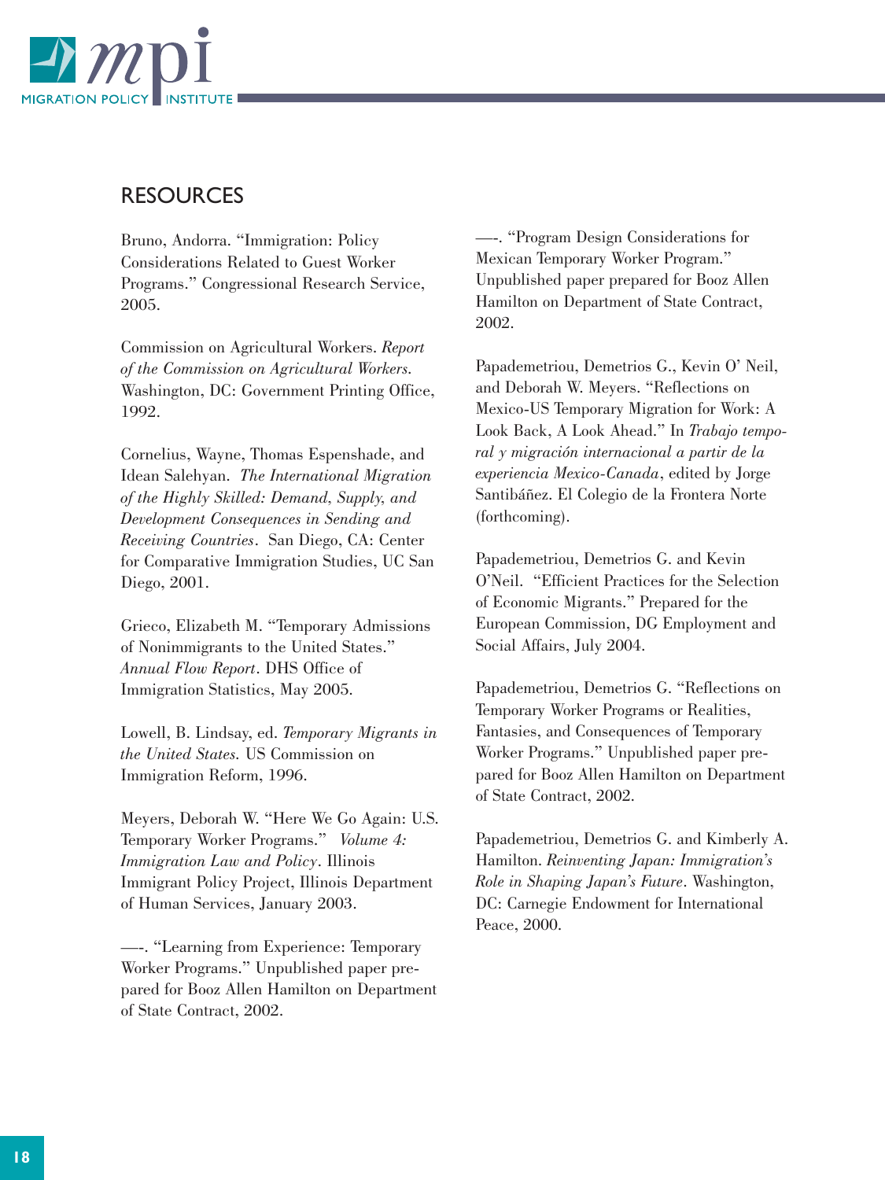## RESOURCES

Bruno, Andorra. "Immigration: Policy Considerations Related to Guest Worker Programs." Congressional Research Service, 2005.

Commission on Agricultural Workers. *Report of the Commission on Agricultural Workers.* Washington, DC: Government Printing Office, 1992.

Cornelius, Wayne, Thomas Espenshade, and Idean Salehyan. *The International Migration of the Highly Skilled: Demand, Supply, and Development Consequences in Sending and Receiving Countries*. San Diego, CA: Center for Comparative Immigration Studies, UC San Diego, 2001.

Grieco, Elizabeth M. "Temporary Admissions of Nonimmigrants to the United States." *Annual Flow Report*. DHS Office of Immigration Statistics, May 2005.

Lowell, B. Lindsay, ed. *Temporary Migrants in the United States.* US Commission on Immigration Reform, 1996.

Meyers, Deborah W. "Here We Go Again: U.S. Temporary Worker Programs." *Volume 4: Immigration Law and Policy*. Illinois Immigrant Policy Project, Illinois Department of Human Services, January 2003.

—-. "Learning from Experience: Temporary Worker Programs." Unpublished paper prepared for Booz Allen Hamilton on Department of State Contract, 2002.

—-. "Program Design Considerations for Mexican Temporary Worker Program." Unpublished paper prepared for Booz Allen Hamilton on Department of State Contract, 2002.

Papademetriou, Demetrios G., Kevin O' Neil, and Deborah W. Meyers. "Reflections on Mexico-US Temporary Migration for Work: A Look Back, A Look Ahead." In *Trabajo temporal y migración internacional a partir de la experiencia Mexico-Canada*, edited by Jorge Santibáñez. El Colegio de la Frontera Norte (forthcoming).

Papademetriou, Demetrios G. and Kevin O'Neil. "Efficient Practices for the Selection of Economic Migrants." Prepared for the European Commission, DG Employment and Social Affairs, July 2004.

Papademetriou, Demetrios G. "Reflections on Temporary Worker Programs or Realities, Fantasies, and Consequences of Temporary Worker Programs." Unpublished paper prepared for Booz Allen Hamilton on Department of State Contract, 2002.

Papademetriou, Demetrios G. and Kimberly A. Hamilton. *Reinventing Japan: Immigration's Role in Shaping Japan's Future*. Washington, DC: Carnegie Endowment for International Peace, 2000.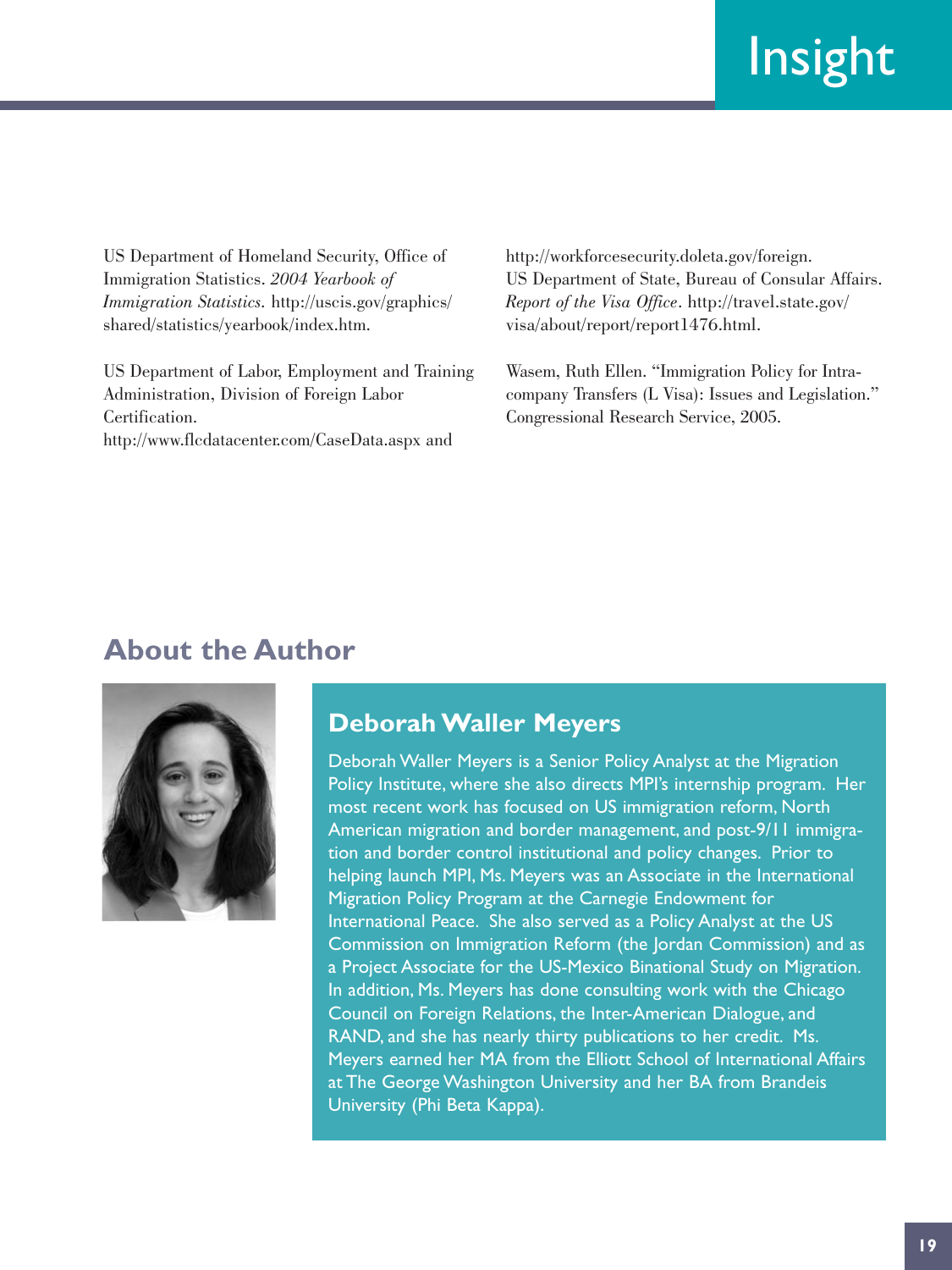US Department of Homeland Security, Office of Immigration Statistics. *2004 Yearbook of Immigration Statistics*. http://uscis.gov/graphics/shared/statistics/yearbook/index.htm.

US Department of Labor, Employment and Training Administration, Division of Foreign Labor Certification. http://www.flcdatacenter.com/CaseData.aspx and http://workforcesecurity.doleta.gov/foreign.

US Department of State, Bureau of Consular Affairs. *Report of the Visa Office*. http://travel.state.gov/visa/about/report/report1476.html.

Wasem, Ruth Ellen. "Immigration Policy for Intra-company Transfers (L Visa): Issues and Legislation." Congressional Research Service, 2005.

## About the Author

### Deborah Waller Meyers

Deborah Waller Meyers is a Senior Policy Analyst at the Migration Policy Institute, where she also directs MPI's internship program. Her most recent work has focused on US immigration reform, North American migration and border management, and post-9/11 immigration and border control institutional and policy changes. Prior to helping launch MPI, Ms. Meyers was an Associate in the International Migration Policy Program at the Carnegie Endowment for International Peace. She also served as a Policy Analyst at the US Commission on Immigration Reform (the Jordan Commission) and as a Project Associate for the US-Mexico Binational Study on Migration. In addition, Ms. Meyers has done consulting work with the Chicago Council on Foreign Relations, the Inter-American Dialogue, and RAND, and she has nearly thirty publications to her credit. Ms. Meyers earned her MA from the Elliott School of International Affairs at The George Washington University and her BA from Brandeis University (Phi Beta Kappa).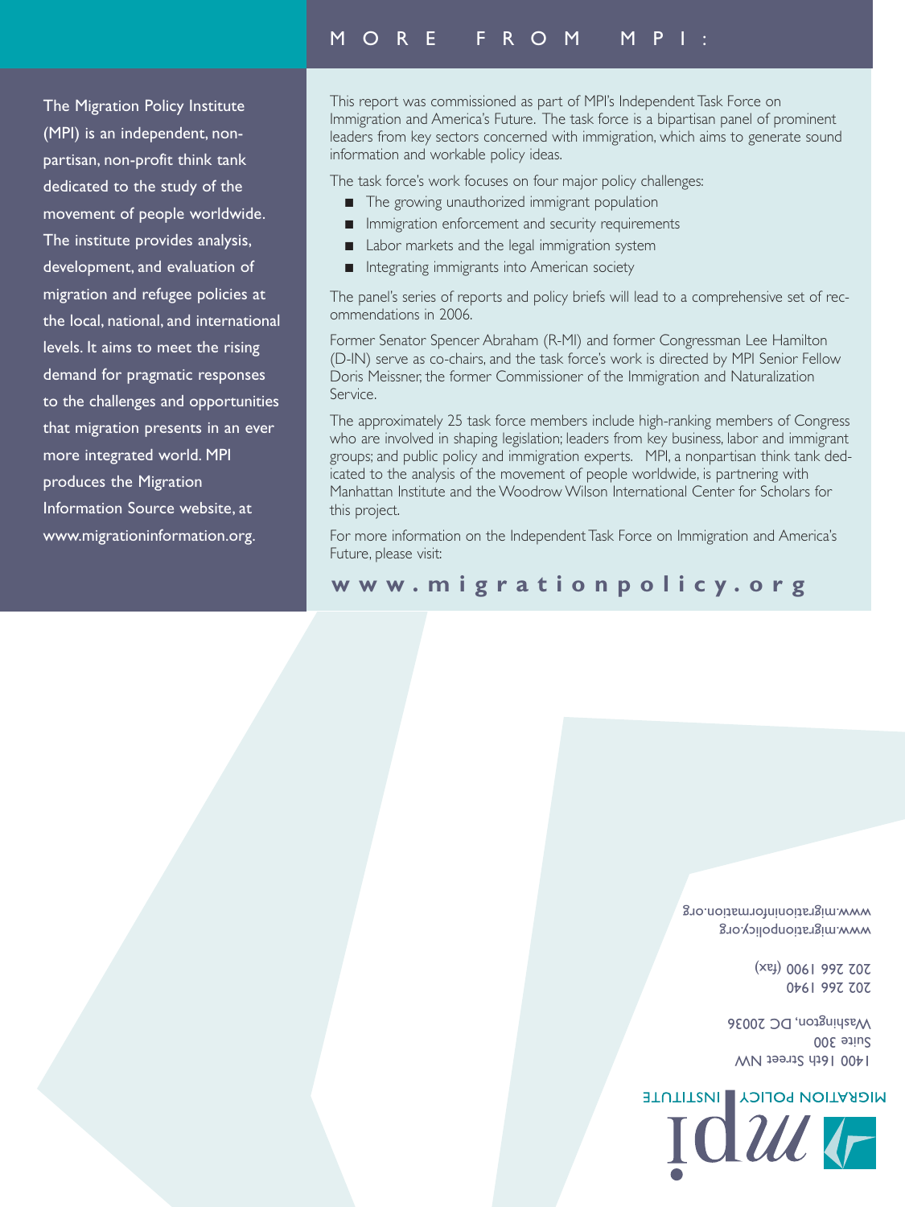The Migration Policy Institute (MPI) is an independent, non-partisan, non-profit think tank dedicated to the study of the movement of people worldwide. The institute provides analysis, development, and evaluation of migration and refugee policies at the local, national, and international levels. It aims to meet the rising demand for pragmatic responses to the challenges and opportunities that migration presents in an ever more integrated world. MPI produces the Migration Information Source website, at www.migrationinformation.org.

## MORE FROM MPI:

This report was commissioned as part of MPI's Independent Task Force on Immigration and America's Future. The task force is a bipartisan panel of prominent leaders from key sectors concerned with immigration, which aims to generate sound information and workable policy ideas.

The task force's work focuses on four major policy challenges:

- The growing unauthorized immigrant population
- Immigration enforcement and security requirements
- Labor markets and the legal immigration system
- Integrating immigrants into American society

The panel's series of reports and policy briefs will lead to a comprehensive set of recommendations in 2006.

Former Senator Spencer Abraham (R-MI) and former Congressman Lee Hamilton (D-IN) serve as co-chairs, and the task force's work is directed by MPI Senior Fellow Doris Meissner, the former Commissioner of the Immigration and Naturalization Service.

The approximately 25 task force members include high-ranking members of Congress who are involved in shaping legislation; leaders from key business, labor and immigrant groups; and public policy and immigration experts. MPI, a nonpartisan think tank dedicated to the analysis of the movement of people worldwide, is partnering with Manhattan Institute and the Woodrow Wilson International Center for Scholars for this project.

For more information on the Independent Task Force on Immigration and America's Future, please visit:

**www.migrationpolicy.org**

MIGRATION POLICY INSTITUTE

1400 16th Street NW
Suite 300
Washington, DC 20036

202 266 1940
202 266 1900 (fax)

www.migrationpolicy.org
www.migrationinformation.org